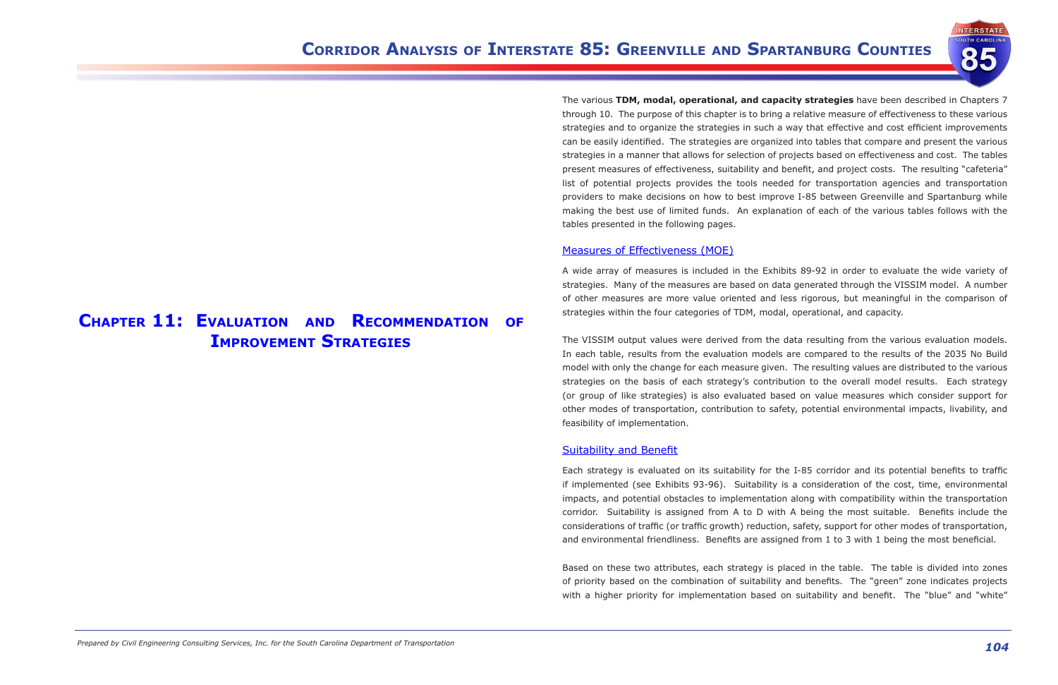# Chapter 11: Evaluation and Recommendation of Improvement Strategies

The various **TDM, modal, operational, and capacity strategies** have been described in Chapters 7 through 10. The purpose of this chapter is to bring a relative measure of effectiveness to these various strategies and to organize the strategies in such a way that effective and cost efficient improvements can be easily identified. The strategies are organized into tables that compare and present the various strategies in a manner that allows for selection of projects based on effectiveness and cost. The tables present measures of effectiveness, suitability and benefit, and project costs. The resulting "cafeteria" list of potential projects provides the tools needed for transportation agencies and transportation providers to make decisions on how to best improve I-85 between Greenville and Spartanburg while making the best use of limited funds. An explanation of each of the various tables follows with the tables presented in the following pages.

## Measures of Effectiveness (MOE)

A wide array of measures is included in the Exhibits 89-92 in order to evaluate the wide variety of strategies. Many of the measures are based on data generated through the VISSIM model. A number of other measures are more value oriented and less rigorous, but meaningful in the comparison of strategies within the four categories of TDM, modal, operational, and capacity.

The VISSIM output values were derived from the data resulting from the various evaluation models. In each table, results from the evaluation models are compared to the results of the 2035 No Build model with only the change for each measure given. The resulting values are distributed to the various strategies on the basis of each strategy's contribution to the overall model results. Each strategy (or group of like strategies) is also evaluated based on value measures which consider support for other modes of transportation, contribution to safety, potential environmental impacts, livability, and feasibility of implementation.

## Suitability and Benefit

Each strategy is evaluated on its suitability for the I-85 corridor and its potential benefits to traffic if implemented (see Exhibits 93-96). Suitability is a consideration of the cost, time, environmental impacts, and potential obstacles to implementation along with compatibility within the transportation corridor. Suitability is assigned from A to D with A being the most suitable. Benefits include the considerations of traffic (or traffic growth) reduction, safety, support for other modes of transportation, and environmental friendliness. Benefits are assigned from 1 to 3 with 1 being the most beneficial.

Based on these two attributes, each strategy is placed in the table. The table is divided into zones of priority based on the combination of suitability and benefits. The "green" zone indicates projects with a higher priority for implementation based on suitability and benefit. The "blue" and "white"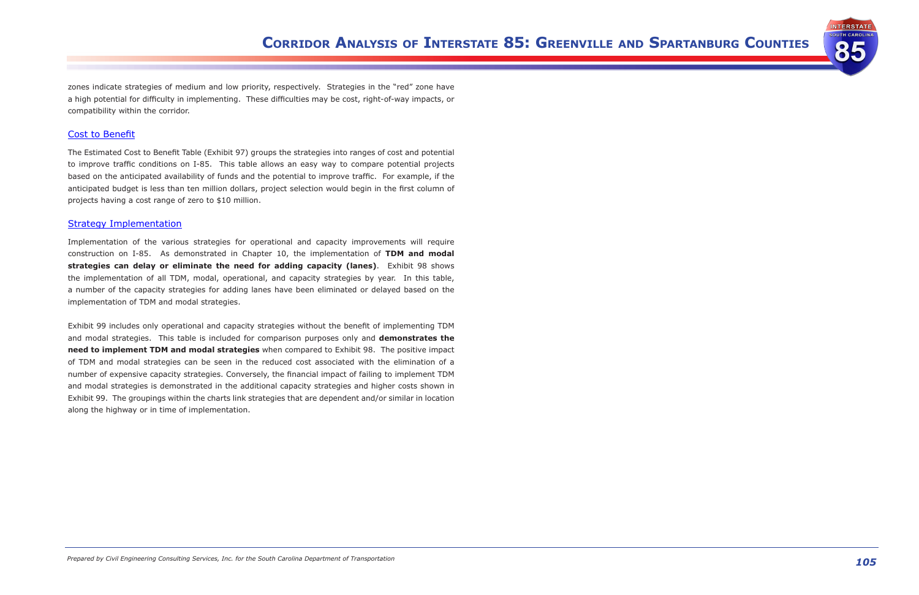zones indicate strategies of medium and low priority, respectively. Strategies in the "red" zone have a high potential for difficulty in implementing. These difficulties may be cost, right-of-way impacts, or compatibility within the corridor.

### Cost to Benefit

The Estimated Cost to Benefit Table (Exhibit 97) groups the strategies into ranges of cost and potential to improve traffic conditions on I-85. This table allows an easy way to compare potential projects based on the anticipated availability of funds and the potential to improve traffic. For example, if the anticipated budget is less than ten million dollars, project selection would begin in the first column of projects having a cost range of zero to $10 million.

### Strategy Implementation

Implementation of the various strategies for operational and capacity improvements will require construction on I-85. As demonstrated in Chapter 10, the implementation of **TDM and modal strategies can delay or eliminate the need for adding capacity (lanes)**. Exhibit 98 shows the implementation of all TDM, modal, operational, and capacity strategies by year. In this table, a number of the capacity strategies for adding lanes have been eliminated or delayed based on the implementation of TDM and modal strategies.

Exhibit 99 includes only operational and capacity strategies without the benefit of implementing TDM and modal strategies. This table is included for comparison purposes only and **demonstrates the need to implement TDM and modal strategies** when compared to Exhibit 98. The positive impact of TDM and modal strategies can be seen in the reduced cost associated with the elimination of a number of expensive capacity strategies. Conversely, the financial impact of failing to implement TDM and modal strategies is demonstrated in the additional capacity strategies and higher costs shown in Exhibit 99. The groupings within the charts link strategies that are dependent and/or similar in location along the highway or in time of implementation.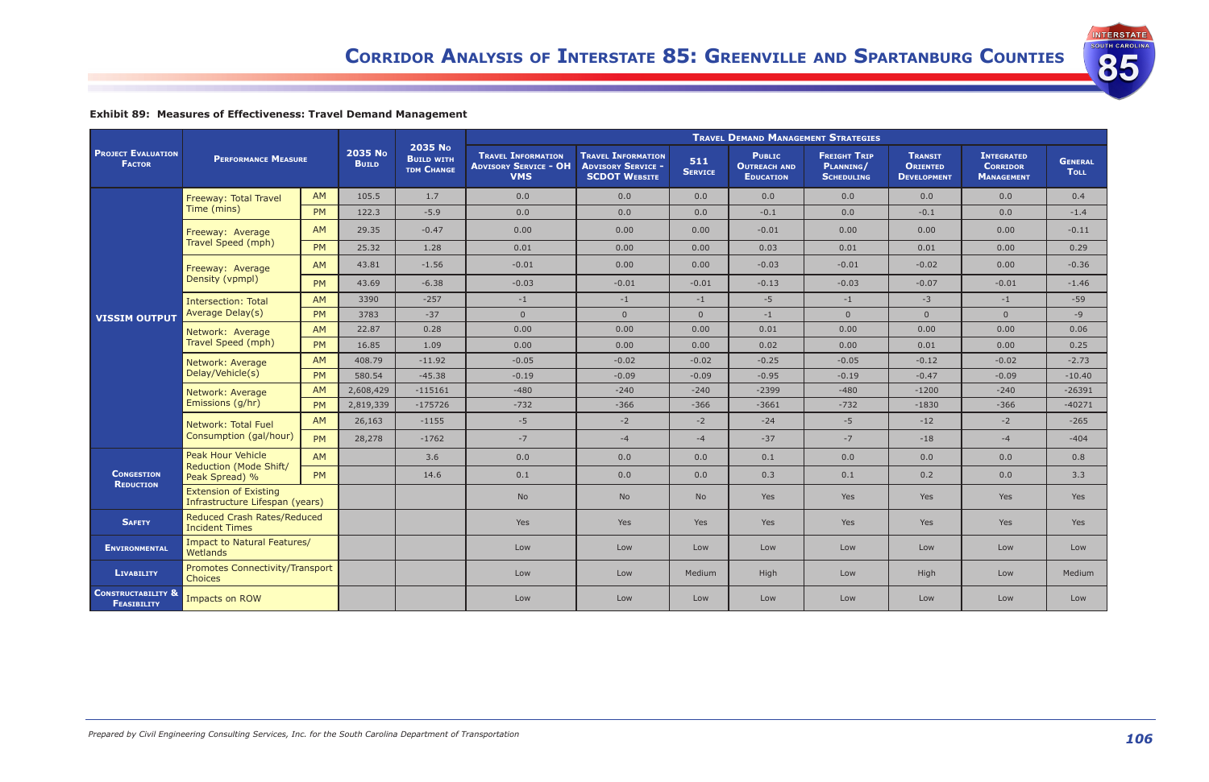**Exhibit 89: Measures of Effectiveness: Travel Demand Management**

| Project Evaluation Factor | Performance Measure | | 2035 No Build | 2035 No Build with TDM Change | Travel Demand Management Strategies | | | | | | | |
|---|---|---|---|---|---|---|---|---|---|---|---|---|
| | | | | | Travel Information Advisory Service - OH VMS | Travel Information Advisory Service - SCDOT Website | 511 Service | Public Outreach and Education | Freight Trip Planning/ Scheduling | Transit Oriented Development | Integrated Corridor Management | General Toll |
| VISSIM Output | Freeway: Total Travel Time (mins) | AM | 105.5 | 1.7 | 0.0 | 0.0 | 0.0 | 0.0 | 0.0 | 0.0 | 0.0 | 0.4 |
| | | PM | 122.3 | -5.9 | 0.0 | 0.0 | 0.0 | -0.1 | 0.0 | -0.1 | 0.0 | -1.4 |
| | Freeway: Average Travel Speed (mph) | AM | 29.35 | -0.47 | 0.00 | 0.00 | 0.00 | -0.01 | 0.00 | 0.00 | 0.00 | -0.11 |
| | | PM | 25.32 | 1.28 | 0.01 | 0.00 | 0.00 | 0.03 | 0.01 | 0.01 | 0.00 | 0.29 |
| | Freeway: Average Density (vpmpl) | AM | 43.81 | -1.56 | -0.01 | 0.00 | 0.00 | -0.03 | -0.01 | -0.02 | 0.00 | -0.36 |
| | | PM | 43.69 | -6.38 | -0.03 | -0.01 | -0.01 | -0.13 | -0.03 | -0.07 | -0.01 | -1.46 |
| | Intersection: Total Average Delay(s) | AM | 3390 | -257 | -1 | -1 | -1 | -5 | -1 | -3 | -1 | -59 |
| | | PM | 3783 | -37 | 0 | 0 | 0 | -1 | 0 | 0 | 0 | -9 |
| | Network: Average Travel Speed (mph) | AM | 22.87 | 0.28 | 0.00 | 0.00 | 0.00 | 0.01 | 0.00 | 0.00 | 0.00 | 0.06 |
| | | PM | 16.85 | 1.09 | 0.00 | 0.00 | 0.00 | 0.02 | 0.00 | 0.01 | 0.00 | 0.25 |
| | Network: Average Delay/Vehicle(s) | AM | 408.79 | -11.92 | -0.05 | -0.02 | -0.02 | -0.25 | -0.05 | -0.12 | -0.02 | -2.73 |
| | | PM | 580.54 | -45.38 | -0.19 | -0.09 | -0.09 | -0.95 | -0.19 | -0.47 | -0.09 | -10.40 |
| | Network: Average Emissions (g/hr) | AM | 2,608,429 | -115161 | -480 | -240 | -240 | -2399 | -480 | -1200 | -240 | -26391 |
| | | PM | 2,819,339 | -175726 | -732 | -366 | -366 | -3661 | -732 | -1830 | -366 | -40271 |
| | Network: Total Fuel Consumption (gal/hour) | AM | 26,163 | -1155 | -5 | -2 | -2 | -24 | -5 | -12 | -2 | -265 |
| | | PM | 28,278 | -1762 | -7 | -4 | -4 | -37 | -7 | -18 | -4 | -404 |
| Congestion Reduction | Peak Hour Vehicle Reduction (Mode Shift/ Peak Spread) % | AM | | 3.6 | 0.0 | 0.0 | 0.0 | 0.1 | 0.0 | 0.0 | 0.0 | 0.8 |
| | | PM | | 14.6 | 0.1 | 0.0 | 0.0 | 0.3 | 0.1 | 0.2 | 0.0 | 3.3 |
| | Extension of Existing Infrastructure Lifespan (years) | | | | No | No | No | Yes | Yes | Yes | Yes | Yes |
| Safety | Reduced Crash Rates/Reduced Incident Times | | | | Yes | Yes | Yes | Yes | Yes | Yes | Yes | Yes |
| Environmental | Impact to Natural Features/ Wetlands | | | | Low | Low | Low | Low | Low | Low | Low | Low |
| Livability | Promotes Connectivity/Transport Choices | | | | Low | Low | Medium | High | Low | High | Low | Medium |
| Constructability & Feasibility | Impacts on ROW | | | | Low | Low | Low | Low | Low | Low | Low | Low |

*Prepared by Civil Engineering Consulting Services, Inc. for the South Carolina Department of Transportation*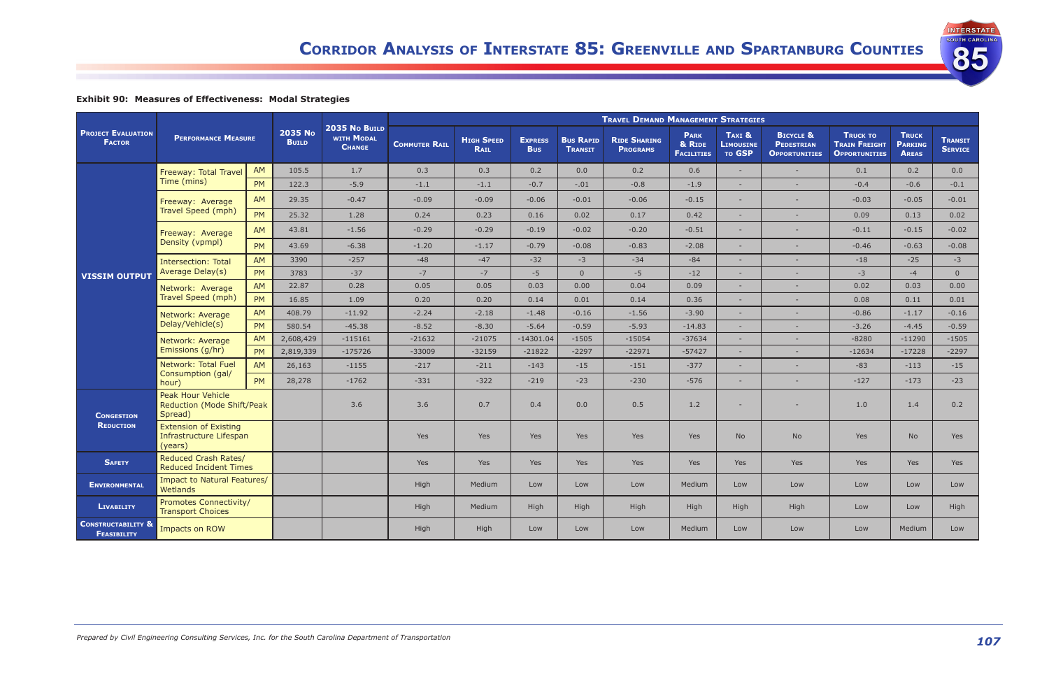**Exhibit 90: Measures of Effectiveness: Modal Strategies**

| Project Evaluation Factor | Performance Measure | | 2035 No Build | 2035 No Build with Modal Change | Travel Demand Management Strategies | | | | | | | | | | |
|---|---|---|---|---|---|---|---|---|---|---|---|---|---|---|---|
| | | | | | Commuter Rail | High Speed Rail | Express Bus | Bus Rapid Transit | Ride Sharing Programs | Park & Ride Facilities | Taxi & Limousine to GSP | Bicycle & Pedestrian Opportunities | Truck to Train Freight Opportunities | Truck Parking Areas | Transit Service |
| VISSIM Output | Freeway: Total Travel Time (mins) | AM | 105.5 | 1.7 | 0.3 | 0.3 | 0.2 | 0.0 | 0.2 | 0.6 | - | - | 0.1 | 0.2 | 0.0 |
| | | PM | 122.3 | -5.9 | -1.1 | -1.1 | -0.7 | -.01 | -0.8 | -1.9 | - | - | -0.4 | -0.6 | -0.1 |
| | Freeway: Average Travel Speed (mph) | AM | 29.35 | -0.47 | -0.09 | -0.09 | -0.06 | -0.01 | -0.06 | -0.15 | - | - | -0.03 | -0.05 | -0.01 |
| | | PM | 25.32 | 1.28 | 0.24 | 0.23 | 0.16 | 0.02 | 0.17 | 0.42 | - | - | 0.09 | 0.13 | 0.02 |
| | Freeway: Average Density (vpmpl) | AM | 43.81 | -1.56 | -0.29 | -0.29 | -0.19 | -0.02 | -0.20 | -0.51 | - | - | -0.11 | -0.15 | -0.02 |
| | | PM | 43.69 | -6.38 | -1.20 | -1.17 | -0.79 | -0.08 | -0.83 | -2.08 | - | - | -0.46 | -0.63 | -0.08 |
| | Intersection: Total Average Delay(s) | AM | 3390 | -257 | -48 | -47 | -32 | -3 | -34 | -84 | - | - | -18 | -25 | -3 |
| | | PM | 3783 | -37 | -7 | -7 | -5 | 0 | -5 | -12 | - | - | -3 | -4 | 0 |
| | Network: Average Travel Speed (mph) | AM | 22.87 | 0.28 | 0.05 | 0.05 | 0.03 | 0.00 | 0.04 | 0.09 | - | - | 0.02 | 0.03 | 0.00 |
| | | PM | 16.85 | 1.09 | 0.20 | 0.20 | 0.14 | 0.01 | 0.14 | 0.36 | - | - | 0.08 | 0.11 | 0.01 |
| | Network: Average Delay/Vehicle(s) | AM | 408.79 | -11.92 | -2.24 | -2.18 | -1.48 | -0.16 | -1.56 | -3.90 | - | - | -0.86 | -1.17 | -0.16 |
| | | PM | 580.54 | -45.38 | -8.52 | -8.30 | -5.64 | -0.59 | -5.93 | -14.83 | - | - | -3.26 | -4.45 | -0.59 |
| | Network: Average Emissions (g/hr) | AM | 2,608,429 | -115161 | -21632 | -21075 | -14301.04 | -1505 | -15054 | -37634 | - | - | -8280 | -11290 | -1505 |
| | | PM | 2,819,339 | -175726 | -33009 | -32159 | -21822 | -2297 | -22971 | -57427 | - | - | -12634 | -17228 | -2297 |
| | Network: Total Fuel Consumption (gal/hour) | AM | 26,163 | -1155 | -217 | -211 | -143 | -15 | -151 | -377 | - | - | -83 | -113 | -15 |
| | | PM | 28,278 | -1762 | -331 | -322 | -219 | -23 | -230 | -576 | - | - | -127 | -173 | -23 |
| Congestion Reduction | Peak Hour Vehicle Reduction (Mode Shift/Peak Spread) | | | 3.6 | 3.6 | 0.7 | 0.4 | 0.0 | 0.5 | 1.2 | - | - | 1.0 | 1.4 | 0.2 |
| | Extension of Existing Infrastructure Lifespan (years) | | | | Yes | Yes | Yes | Yes | Yes | Yes | No | No | Yes | No | Yes |
| Safety | Reduced Crash Rates/ Reduced Incident Times | | | | Yes | Yes | Yes | Yes | Yes | Yes | Yes | Yes | Yes | Yes | Yes |
| Environmental | Impact to Natural Features/ Wetlands | | | | High | Medium | Low | Low | Low | Medium | Low | Low | Low | Low | Low |
| Livability | Promotes Connectivity/ Transport Choices | | | | High | Medium | High | High | High | High | High | High | Low | Low | High |
| Constructability & Feasibility | Impacts on ROW | | | | High | High | Low | Low | Low | Medium | Low | Low | Low | Medium | Low |

*Prepared by Civil Engineering Consulting Services, Inc. for the South Carolina Department of Transportation*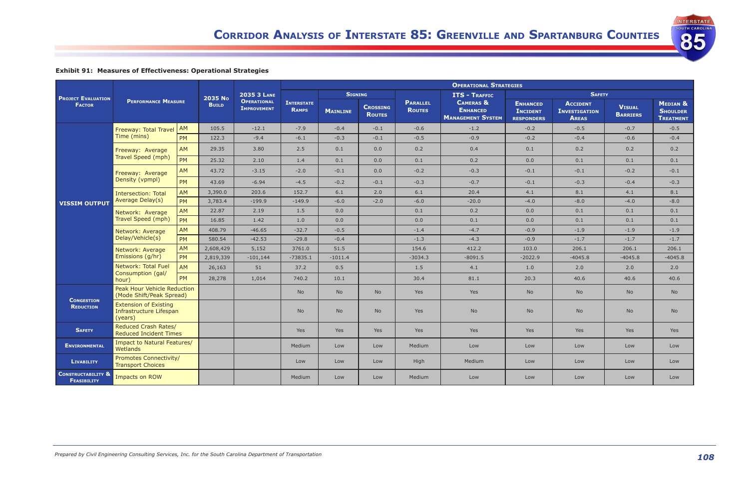**Exhibit 91: Measures of Effectiveness: Operational Strategies**

| Project Evaluation Factor | Performance Measure | | 2035 No Build | 2035 3 Lane Operational Improvement | Operational Strategies | | | | | | | | |
|---|---|---|---|---|---|---|---|---|---|---|---|---|---|
| | | | | | Interstate Ramps | Signing | | Parallel Routes | ITS - Traffic Cameras & Enhanced Management System | Safety | | | |
| | | | | | | Mainline | Crossing Routes | | | Enhanced Incident Responders | Accident Investigation Areas | Visual Barriers | Median & Shoulder Treatment |
| VISSIM Output | Freeway: Total Travel Time (mins) | AM | 105.5 | -12.1 | -7.9 | -0.4 | -0.1 | -0.6 | -1.2 | -0.2 | -0.5 | -0.7 | -0.5 |
| | | PM | 122.3 | -9.4 | -6.1 | -0.3 | -0.1 | -0.5 | -0.9 | -0.2 | -0.4 | -0.6 | -0.4 |
| | Freeway: Average Travel Speed (mph) | AM | 29.35 | 3.80 | 2.5 | 0.1 | 0.0 | 0.2 | 0.4 | 0.1 | 0.2 | 0.2 | 0.2 |
| | | PM | 25.32 | 2.10 | 1.4 | 0.1 | 0.0 | 0.1 | 0.2 | 0.0 | 0.1 | 0.1 | 0.1 |
| | Freeway: Average Density (vpmpl) | AM | 43.72 | -3.15 | -2.0 | -0.1 | 0.0 | -0.2 | -0.3 | -0.1 | -0.1 | -0.2 | -0.1 |
| | | PM | 43.69 | -6.94 | -4.5 | -0.2 | -0.1 | -0.3 | -0.7 | -0.1 | -0.3 | -0.4 | -0.3 |
| | Intersection: Total Average Delay(s) | AM | 3,390.0 | 203.6 | 152.7 | 6.1 | 2.0 | 6.1 | 20.4 | 4.1 | 8.1 | 4.1 | 8.1 |
| | | PM | 3,783.4 | -199.9 | -149.9 | -6.0 | -2.0 | -6.0 | -20.0 | -4.0 | -8.0 | -4.0 | -8.0 |
| | Network: Average Travel Speed (mph) | AM | 22.87 | 2.19 | 1.5 | 0.0 | | 0.1 | 0.2 | 0.0 | 0.1 | 0.1 | 0.1 |
| | | PM | 16.85 | 1.42 | 1.0 | 0.0 | | 0.0 | 0.1 | 0.0 | 0.1 | 0.1 | 0.1 |
| | Network: Average Delay/Vehicle(s) | AM | 408.79 | -46.65 | -32.7 | -0.5 | | -1.4 | -4.7 | -0.9 | -1.9 | -1.9 | -1.9 |
| | | PM | 580.54 | -42.53 | -29.8 | -0.4 | | -1.3 | -4.3 | -0.9 | -1.7 | -1.7 | -1.7 |
| | Network: Average Emissions (g/hr) | AM | 2,608,429 | 5,152 | 3761.0 | 51.5 | | 154.6 | 412.2 | 103.0 | 206.1 | 206.1 | 206.1 |
| | | PM | 2,819,339 | -101,144 | -73835.1 | -1011.4 | | -3034.3 | -8091.5 | -2022.9 | -4045.8 | -4045.8 | -4045.8 |
| | Network: Total Fuel Consumption (gal/hour) | AM | 26,163 | 51 | 37.2 | 0.5 | | 1.5 | 4.1 | 1.0 | 2.0 | 2.0 | 2.0 |
| | | PM | 28,278 | 1,014 | 740.2 | 10.1 | | 30.4 | 81.1 | 20.3 | 40.6 | 40.6 | 40.6 |
| Congestion Reduction | Peak Hour Vehicle Reduction (Mode Shift/Peak Spread) | | | | No | No | No | Yes | Yes | No | No | No | No |
| | Extension of Existing Infrastructure Lifespan (years) | | | | No | No | No | Yes | No | No | No | No | No |
| Safety | Reduced Crash Rates/ Reduced Incident Times | | | | Yes | Yes | Yes | Yes | Yes | Yes | Yes | Yes | Yes |
| Environmental | Impact to Natural Features/ Wetlands | | | | Medium | Low | Low | Medium | Low | Low | Low | Low | Low |
| Livability | Promotes Connectivity/ Transport Choices | | | | Low | Low | Low | High | Medium | Low | Low | Low | Low |
| Constructability & Feasibility | Impacts on ROW | | | | Medium | Low | Low | Medium | Low | Low | Low | Low | Low |

*Prepared by Civil Engineering Consulting Services, Inc. for the South Carolina Department of Transportation*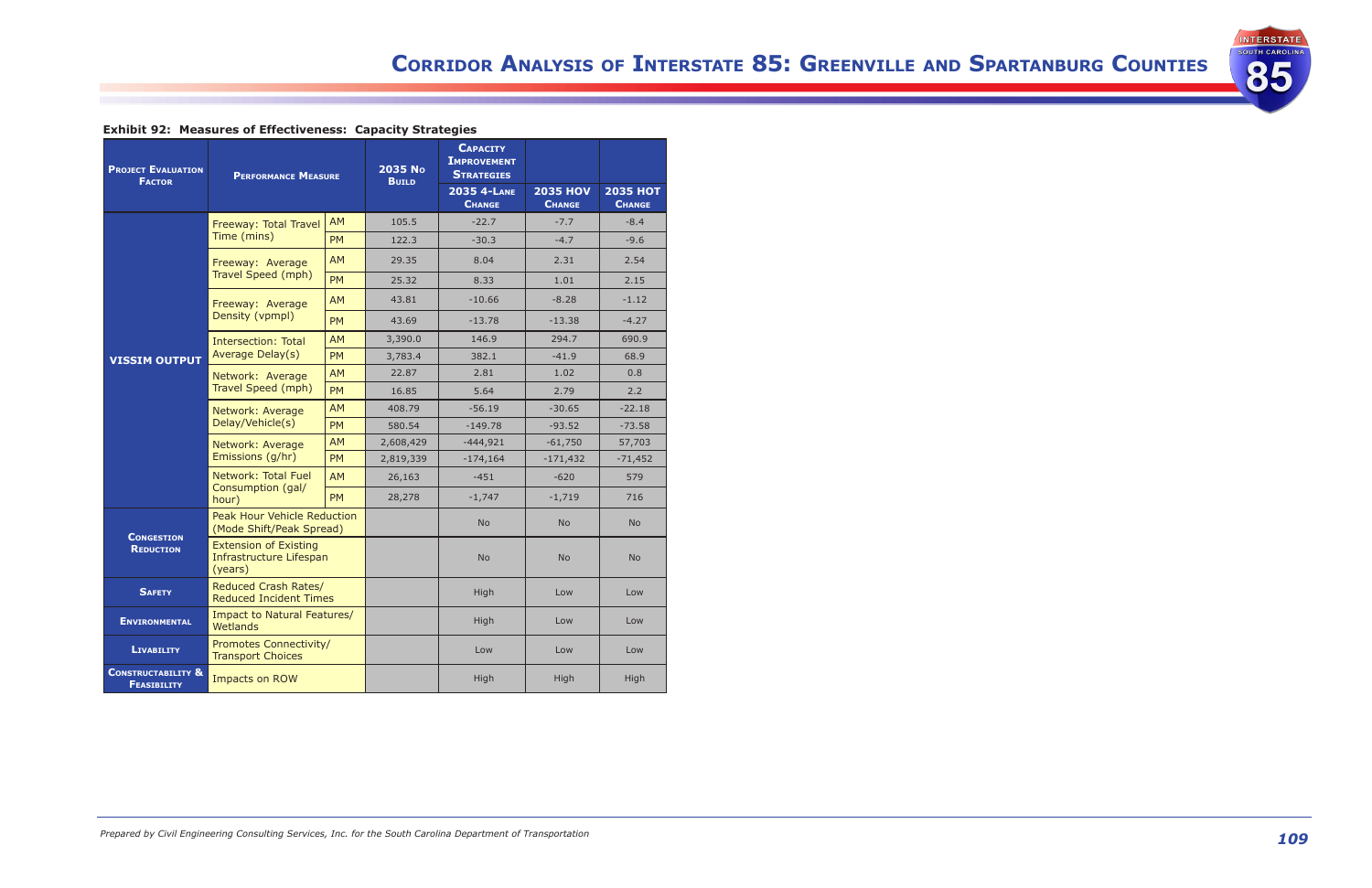**Exhibit 92: Measures of Effectiveness: Capacity Strategies**

| Project Evaluation Factor | Performance Measure | | 2035 No Build | Capacity Improvement Strategies | | |
|---|---|---|---|---|---|---|
| | | | | 2035 4-Lane Change | 2035 HOV Change | 2035 HOT Change |
| VISSIM Output | Freeway: Total Travel Time (mins) | AM | 105.5 | -22.7 | -7.7 | -8.4 |
| | | PM | 122.3 | -30.3 | -4.7 | -9.6 |
| | Freeway: Average Travel Speed (mph) | AM | 29.35 | 8.04 | 2.31 | 2.54 |
| | | PM | 25.32 | 8.33 | 1.01 | 2.15 |
| | Freeway: Average Density (vpmpl) | AM | 43.81 | -10.66 | -8.28 | -1.12 |
| | | PM | 43.69 | -13.78 | -13.38 | -4.27 |
| | Intersection: Total Average Delay(s) | AM | 3,390.0 | 146.9 | 294.7 | 690.9 |
| | | PM | 3,783.4 | 382.1 | -41.9 | 68.9 |
| | Network: Average Travel Speed (mph) | AM | 22.87 | 2.81 | 1.02 | 0.8 |
| | | PM | 16.85 | 5.64 | 2.79 | 2.2 |
| | Network: Average Delay/Vehicle(s) | AM | 408.79 | -56.19 | -30.65 | -22.18 |
| | | PM | 580.54 | -149.78 | -93.52 | -73.58 |
| | Network: Average Emissions (g/hr) | AM | 2,608,429 | -444,921 | -61,750 | 57,703 |
| | | PM | 2,819,339 | -174,164 | -171,432 | -71,452 |
| | Network: Total Fuel Consumption (gal/hour) | AM | 26,163 | -451 | -620 | 579 |
| | | PM | 28,278 | -1,747 | -1,719 | 716 |
| Congestion Reduction | Peak Hour Vehicle Reduction (Mode Shift/Peak Spread) | | | No | No | No |
| | Extension of Existing Infrastructure Lifespan (years) | | | No | No | No |
| Safety | Reduced Crash Rates/ Reduced Incident Times | | | High | Low | Low |
| Environmental | Impact to Natural Features/ Wetlands | | | High | Low | Low |
| Livability | Promotes Connectivity/ Transport Choices | | | Low | Low | Low |
| Constructability & Feasibility | Impacts on ROW | | | High | High | High |

*Prepared by Civil Engineering Consulting Services, Inc. for the South Carolina Department of Transportation*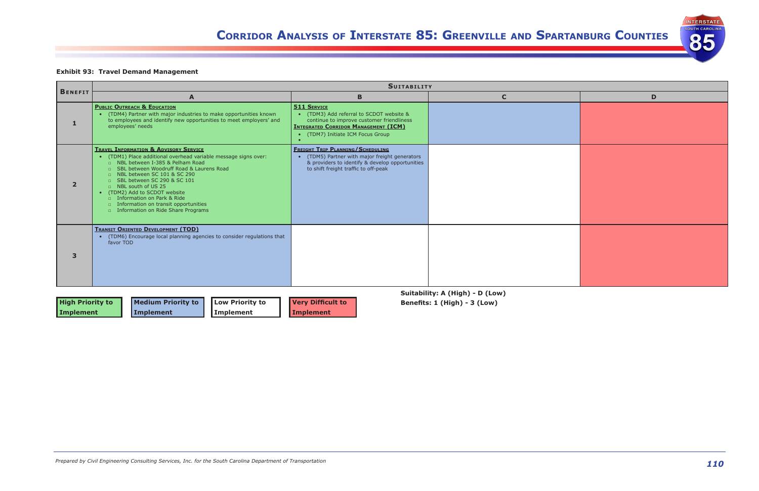**Exhibit 93: Travel Demand Management**

| Benefit | Suitability | | | |
|---|---|---|---|---|
| | A | B | C | D |
| 1 | **Public Outreach & Education**<br>• (TDM4) Partner with major industries to make opportunities known to employees and identify new opportunities to meet employers' and employees' needs | **511 Service**<br>• (TDM3) Add referral to SCDOT website & continue to improve customer friendliness<br>**Integrated Corridor Management (ICM)**<br>• (TDM7) Initiate ICM Focus Group<br>• | | |
| 2 | **Travel Information & Advisory Service**<br>• (TDM1) Place additional overhead variable message signs over:<br>  ▫ NBL between I-385 & Pelham Road<br>  ▫ SBL between Woodruff Road & Laurens Road<br>  ▫ NBL between SC 101 & SC 290<br>  ▫ SBL between SC 290 & SC 101<br>  ▫ NBL south of US 25<br>• (TDM2) Add to SCDOT website<br>  ▫ Information on Park & Ride<br>  ▫ Information on transit opportunities<br>  ▫ Information on Ride Share Programs | **Freight Trip Planning/Scheduling**<br>• (TDM5) Partner with major freight generators & providers to identify & develop opportunities to shift freight traffic to off-peak | | |
| 3 | **Transit Oriented Development (TOD)**<br>• (TDM6) Encourage local planning agencies to consider regulations that favor TOD | | | |

**High Priority to Implement** | **Medium Priority to Implement** | **Low Priority to Implement** | **Very Difficult to Implement**

**Suitability: A (High) - D (Low)**
**Benefits: 1 (High) - 3 (Low)**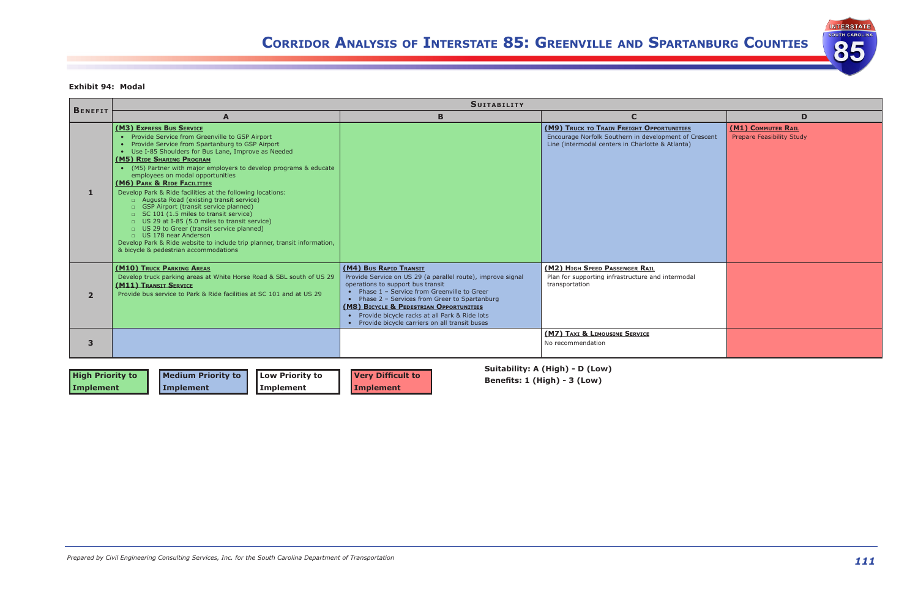**Exhibit 94: Modal**

| Benefit | Suitability | | | |
|---|---|---|---|---|
| | A | B | C | D |
| 1 | **(M3) Express Bus Service**<br>• Provide Service from Greenville to GSP Airport<br>• Provide Service from Spartanburg to GSP Airport<br>• Use I-85 Shoulders for Bus Lane, Improve as Needed<br>**(M5) Ride Sharing Program**<br>• (M5) Partner with major employers to develop programs & educate employees on modal opportunities<br>**(M6) Park & Ride Facilities**<br>Develop Park & Ride facilities at the following locations:<br>□ Augusta Road (existing transit service)<br>□ GSP Airport (transit service planned)<br>□ SC 101 (1.5 miles to transit service)<br>□ US 29 at I-85 (5.0 miles to transit service)<br>□ US 29 to Greer (transit service planned)<br>□ US 178 near Anderson<br>Develop Park & Ride website to include trip planner, transit information, & bicycle & pedestrian accommodations | | **(M9) Truck to Train Freight Opportunities**<br>Encourage Norfolk Southern in development of Crescent Line (intermodal centers in Charlotte & Atlanta) | **(M1) Commuter Rail**<br>Prepare Feasibility Study |
| 2 | **(M10) Truck Parking Areas**<br>Develop truck parking areas at White Horse Road & SBL south of US 29<br>**(M11) Transit Service**<br>Provide bus service to Park & Ride facilities at SC 101 and at US 29 | **(M4) Bus Rapid Transit**<br>Provide Service on US 29 (a parallel route), improve signal operations to support bus transit<br>• Phase 1 – Service from Greenville to Greer<br>• Phase 2 – Services from Greer to Spartanburg<br>**(M8) Bicycle & Pedestrian Opportunities**<br>• Provide bicycle racks at all Park & Ride lots<br>• Provide bicycle carriers on all transit buses | **(M2) High Speed Passenger Rail**<br>Plan for supporting infrastructure and intermodal transportation | |
| 3 | | | **(M7) Taxi & Limousine Service**<br>No recommendation | |

**High Priority to Implement** | **Medium Priority to Implement** | **Low Priority to Implement** | **Very Difficult to Implement**

**Suitability: A (High) - D (Low)**
**Benefits: 1 (High) - 3 (Low)**

*Prepared by Civil Engineering Consulting Services, Inc. for the South Carolina Department of Transportation*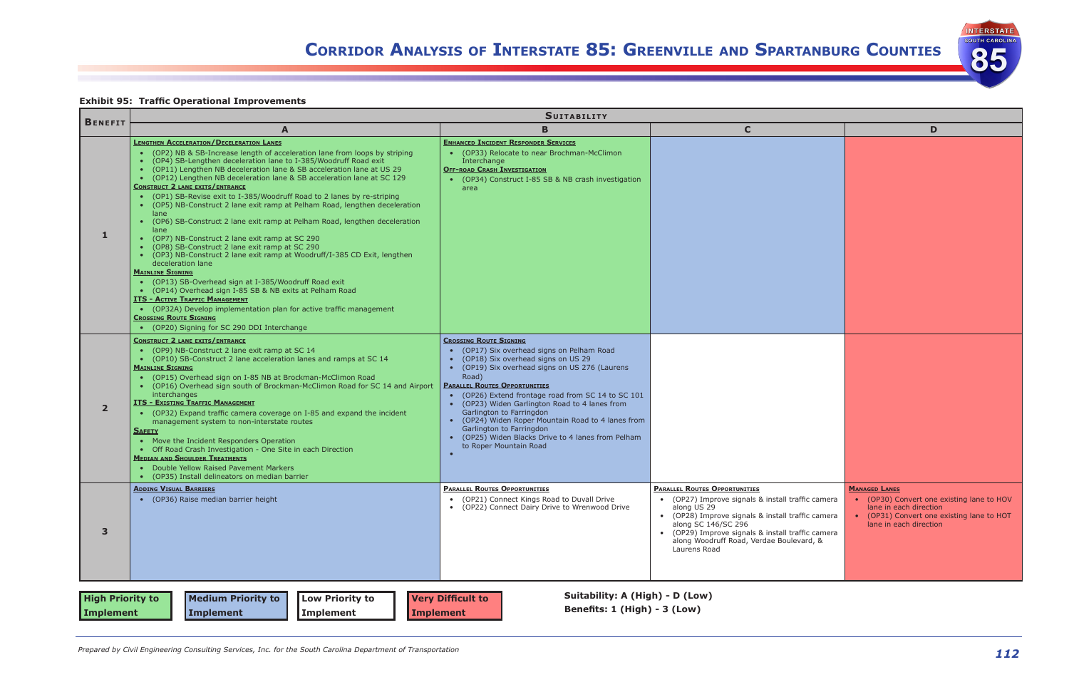**Exhibit 95: Traffic Operational Improvements**

| Benefit | Suitability | | | |
|---|---|---|---|---|
| | **A** | **B** | **C** | **D** |
| **1** | **Lengthen Acceleration/Deceleration Lanes**<br>• (OP2) NB & SB-Increase length of acceleration lane from loops by striping<br>• (OP4) SB-Lengthen deceleration lane to I-385/Woodruff Road exit<br>• (OP11) Lengthen NB deceleration lane & SB acceleration lane at US 29<br>• (OP12) Lengthen NB deceleration lane & SB acceleration lane at SC 129<br>**Construct 2 Lane Exits/Entrance**<br>• (OP1) SB-Revise exit to I-385/Woodruff Road to 2 lanes by re-striping<br>• (OP5) NB-Construct 2 lane exit ramp at Pelham Road, lengthen deceleration lane<br>• (OP6) SB-Construct 2 lane exit ramp at Pelham Road, lengthen deceleration lane<br>• (OP7) NB-Construct 2 lane exit ramp at SC 290<br>• (OP8) SB-Construct 2 lane exit ramp at SC 290<br>• (OP3) NB-Construct 2 lane exit ramp at Woodruff/I-385 CD Exit, lengthen deceleration lane<br>**Mainline Signing**<br>• (OP13) SB-Overhead sign at I-385/Woodruff Road exit<br>• (OP14) Overhead sign I-85 SB & NB exits at Pelham Road<br>**ITS - Active Traffic Management**<br>• (OP32A) Develop implementation plan for active traffic management<br>**Crossing Route Signing**<br>• (OP20) Signing for SC 290 DDI Interchange | **Enhanced Incident Responder Services**<br>• (OP33) Relocate to near Brochman-McClimon Interchange<br>**Off-Road Crash Investigation**<br>• (OP34) Construct I-85 SB & NB crash investigation area | | |
| **2** | **Construct 2 Lane Exits/Entrance**<br>• (OP9) NB-Construct 2 lane exit ramp at SC 14<br>• (OP10) SB-Construct 2 lane acceleration lanes and ramps at SC 14<br>**Mainline Signing**<br>• (OP15) Overhead sign on I-85 NB at Brockman-McClimon Road<br>• (OP16) Overhead sign south of Brockman-McClimon Road for SC 14 and Airport interchanges<br>**ITS - Existing Traffic Management**<br>• (OP32) Expand traffic camera coverage on I-85 and expand the incident management system to non-interstate routes<br>**Safety**<br>• Move the Incident Responders Operation<br>• Off Road Crash Investigation - One Site in each Direction<br>**Median and Shoulder Treatments**<br>• Double Yellow Raised Pavement Markers<br>• (OP35) Install delineators on median barrier | **Crossing Route Signing**<br>• (OP17) Six overhead signs on Pelham Road<br>• (OP18) Six overhead signs on US 29<br>• (OP19) Six overhead signs on US 276 (Laurens Road)<br>**Parallel Routes Opportunities**<br>• (OP26) Extend frontage road from SC 14 to SC 101<br>• (OP23) Widen Garlington Road to 4 lanes from Garlington to Farringdon<br>• (OP24) Widen Roper Mountain Road to 4 lanes from Garlington to Farringdon<br>• (OP25) Widen Blacks Drive to 4 lanes from Pelham to Roper Mountain Road<br>• | | |
| **3** | **Adding Visual Barriers**<br>• (OP36) Raise median barrier height | **Parallel Routes Opportunities**<br>• (OP21) Connect Kings Road to Duvall Drive<br>• (OP22) Connect Dairy Drive to Wrenwood Drive | **Parallel Routes Opportunities**<br>• (OP27) Improve signals & install traffic camera along US 29<br>• (OP28) Improve signals & install traffic camera along SC 146/SC 296<br>• (OP29) Improve signals & install traffic camera along Woodruff Road, Verdae Boulevard, & Laurens Road | **Managed Lanes**<br>• (OP30) Convert one existing lane to HOV lane in each direction<br>• (OP31) Convert one existing lane to HOT lane in each direction |

**High Priority to Implement** | **Medium Priority to Implement** | **Low Priority to Implement** | **Very Difficult to Implement**

**Suitability: A (High) - D (Low)**
**Benefits: 1 (High) - 3 (Low)**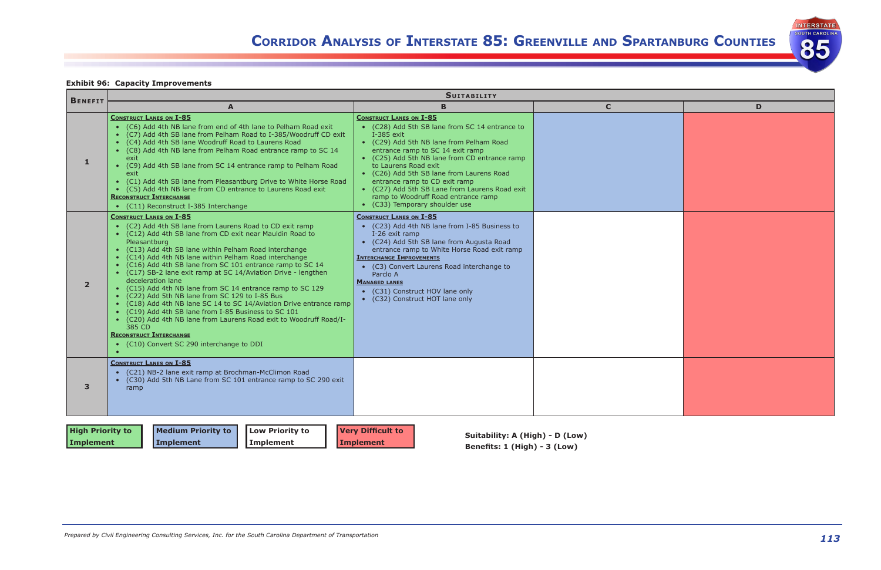**Exhibit 96: Capacity Improvements**

| Benefit | Suitability | | | |
|---|---|---|---|---|
| | A | B | C | D |
| 1 | **Construct Lanes on I-85**<br>• (C6) Add 4th NB lane from end of 4th lane to Pelham Road exit<br>• (C7) Add 4th SB lane from Pelham Road to I-385/Woodruff CD exit<br>• (C4) Add 4th SB lane Woodruff Road to Laurens Road<br>• (C8) Add 4th NB lane from Pelham Road entrance ramp to SC 14 exit<br>• (C9) Add 4th SB lane from SC 14 entrance ramp to Pelham Road exit<br>• (C1) Add 4th SB lane from Pleasantburg Drive to White Horse Road<br>• (C5) Add 4th NB lane from CD entrance to Laurens Road exit<br>**Reconstruct Interchange**<br>• (C11) Reconstruct I-385 Interchange | **Construct Lanes on I-85**<br>• (C28) Add 5th SB lane from SC 14 entrance to I-385 exit<br>• (C29) Add 5th NB lane from Pelham Road entrance ramp to SC 14 exit ramp<br>• (C25) Add 5th NB lane from CD entrance ramp to Laurens Road exit<br>• (C26) Add 5th SB lane from Laurens Road entrance ramp to CD exit ramp<br>• (C27) Add 5th SB Lane from Laurens Road exit ramp to Woodruff Road entrance ramp<br>• (C33) Temporary shoulder use | | |
| 2 | **Construct Lanes on I-85**<br>• (C2) Add 4th SB lane from Laurens Road to CD exit ramp<br>• (C12) Add 4th SB lane from CD exit near Mauldin Road to Pleasantburg<br>• (C13) Add 4th SB lane within Pelham Road interchange<br>• (C14) Add 4th NB lane within Pelham Road interchange<br>• (C16) Add 4th SB lane from SC 101 entrance ramp to SC 14<br>• (C17) SB-2 lane exit ramp at SC 14/Aviation Drive - lengthen deceleration lane<br>• (C15) Add 4th NB lane from SC 14 entrance ramp to SC 129<br>• (C22) Add 5th NB lane from SC 129 to I-85 Bus<br>• (C18) Add 4th NB lane SC 14 to SC 14/Aviation Drive entrance ramp<br>• (C19) Add 4th SB lane from I-85 Business to SC 101<br>• (C20) Add 4th NB lane from Laurens Road exit to Woodruff Road/I-385 CD<br>**Reconstruct Interchange**<br>• (C10) Convert SC 290 interchange to DDI<br>• | **Construct Lanes on I-85**<br>• (C23) Add 4th NB lane from I-85 Business to I-26 exit ramp<br>• (C24) Add 5th SB lane from Augusta Road entrance ramp to White Horse Road exit ramp<br>**Interchange Improvements**<br>• (C3) Convert Laurens Road interchange to Parclo A<br>**Managed Lanes**<br>• (C31) Construct HOV lane only<br>• (C32) Construct HOT lane only | | |
| 3 | **Construct Lanes on I-85**<br>• (C21) NB-2 lane exit ramp at Brochman-McClimon Road<br>• (C30) Add 5th NB Lane from SC 101 entrance ramp to SC 290 exit ramp | | | |

**High Priority to Implement** | **Medium Priority to Implement** | **Low Priority to Implement** | **Very Difficult to Implement**

**Suitability: A (High) - D (Low)**
**Benefits: 1 (High) - 3 (Low)**

*Prepared by Civil Engineering Consulting Services, Inc. for the South Carolina Department of Transportation*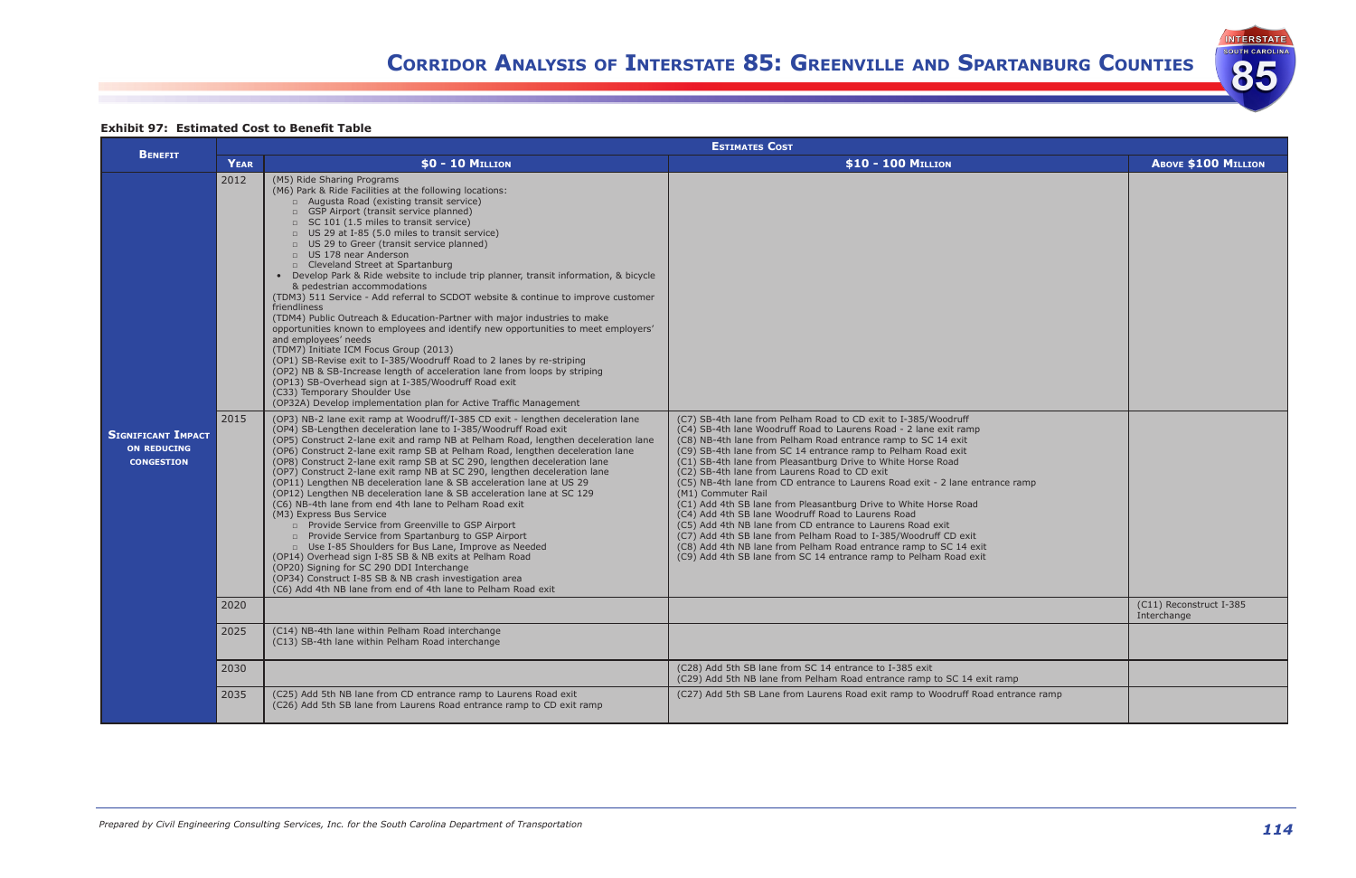**Exhibit 97: Estimated Cost to Benefit Table**

| Benefit | Estimates Cost | | | |
|---|---|---|---|---|
| | Year | $0 - 10 Million | $10 - 100 Million | Above $100 Million |
| Significant Impact on Reducing Congestion | 2012 | (M5) Ride Sharing Programs<br>(M6) Park & Ride Facilities at the following locations:<br>□ Augusta Road (existing transit service)<br>□ GSP Airport (transit service planned)<br>□ SC 101 (1.5 miles to transit service)<br>□ US 29 at I-85 (5.0 miles to transit service)<br>□ US 29 to Greer (transit service planned)<br>□ US 178 near Anderson<br>□ Cleveland Street at Spartanburg<br>• Develop Park & Ride website to include trip planner, transit information, & bicycle & pedestrian accommodations<br>(TDM3) 511 Service - Add referral to SCDOT website & continue to improve customer friendliness<br>(TDM4) Public Outreach & Education-Partner with major industries to make opportunities known to employees and identify new opportunities to meet employers' and employees' needs<br>(TDM7) Initiate ICM Focus Group (2013)<br>(OP1) SB-Revise exit to I-385/Woodruff Road to 2 lanes by re-striping<br>(OP2) NB & SB-Increase length of acceleration lane from loops by striping<br>(OP13) SB-Overhead sign at I-385/Woodruff Road exit<br>(C33) Temporary Shoulder Use<br>(OP32A) Develop implementation plan for Active Traffic Management | | |
| | 2015 | (OP3) NB-2 lane exit ramp at Woodruff/I-385 CD exit - lengthen deceleration lane<br>(OP4) SB-Lengthen deceleration lane to I-385/Woodruff Road exit<br>(OP5) Construct 2-lane exit and ramp NB at Pelham Road, lengthen deceleration lane<br>(OP6) Construct 2-lane exit ramp SB at Pelham Road, lengthen deceleration lane<br>(OP8) Construct 2-lane exit ramp SB at SC 290, lengthen deceleration lane<br>(OP7) Construct 2-lane exit ramp NB at SC 290, lengthen deceleration lane<br>(OP11) Lengthen NB deceleration lane & SB acceleration lane at US 29<br>(OP12) Lengthen NB deceleration lane & SB acceleration lane at SC 129<br>(C6) NB-4th lane from end 4th lane to Pelham Road exit<br>(M3) Express Bus Service<br>□ Provide Service from Greenville to GSP Airport<br>□ Provide Service from Spartanburg to GSP Airport<br>□ Use I-85 Shoulders for Bus Lane, Improve as Needed<br>(OP14) Overhead sign I-85 SB & NB exits at Pelham Road<br>(OP20) Signing for SC 290 DDI Interchange<br>(OP34) Construct I-85 SB & NB crash investigation area<br>(C6) Add 4th NB lane from end of 4th lane to Pelham Road exit | (C7) SB-4th lane from Pelham Road to CD exit to I-385/Woodruff<br>(C4) SB-4th lane Woodruff Road to Laurens Road - 2 lane exit ramp<br>(C8) NB-4th lane from Pelham Road entrance ramp to SC 14 exit<br>(C9) SB-4th lane from SC 14 entrance ramp to Pelham Road exit<br>(C1) SB-4th lane from Pleasantburg Drive to White Horse Road<br>(C2) SB-4th lane from Laurens Road to CD exit<br>(C5) NB-4th lane from CD entrance to Laurens Road exit - 2 lane entrance ramp<br>(M1) Commuter Rail<br>(C1) Add 4th SB lane from Pleasantburg Drive to White Horse Road<br>(C4) Add 4th SB lane Woodruff Road to Laurens Road<br>(C5) Add 4th NB lane from CD entrance to Laurens Road exit<br>(C7) Add 4th SB lane from Pelham Road to I-385/Woodruff CD exit<br>(C8) Add 4th NB lane from Pelham Road entrance ramp to SC 14 exit<br>(C9) Add 4th SB lane from SC 14 entrance ramp to Pelham Road exit | |
| | 2020 | | | (C11) Reconstruct I-385 Interchange |
| | 2025 | (C14) NB-4th lane within Pelham Road interchange<br>(C13) SB-4th lane within Pelham Road interchange | | |
| | 2030 | | (C28) Add 5th SB lane from SC 14 entrance to I-385 exit<br>(C29) Add 5th NB lane from Pelham Road entrance ramp to SC 14 exit ramp | |
| | 2035 | (C25) Add 5th NB lane from CD entrance ramp to Laurens Road exit<br>(C26) Add 5th SB lane from Laurens Road entrance ramp to CD exit ramp | (C27) Add 5th SB Lane from Laurens Road exit ramp to Woodruff Road entrance ramp | |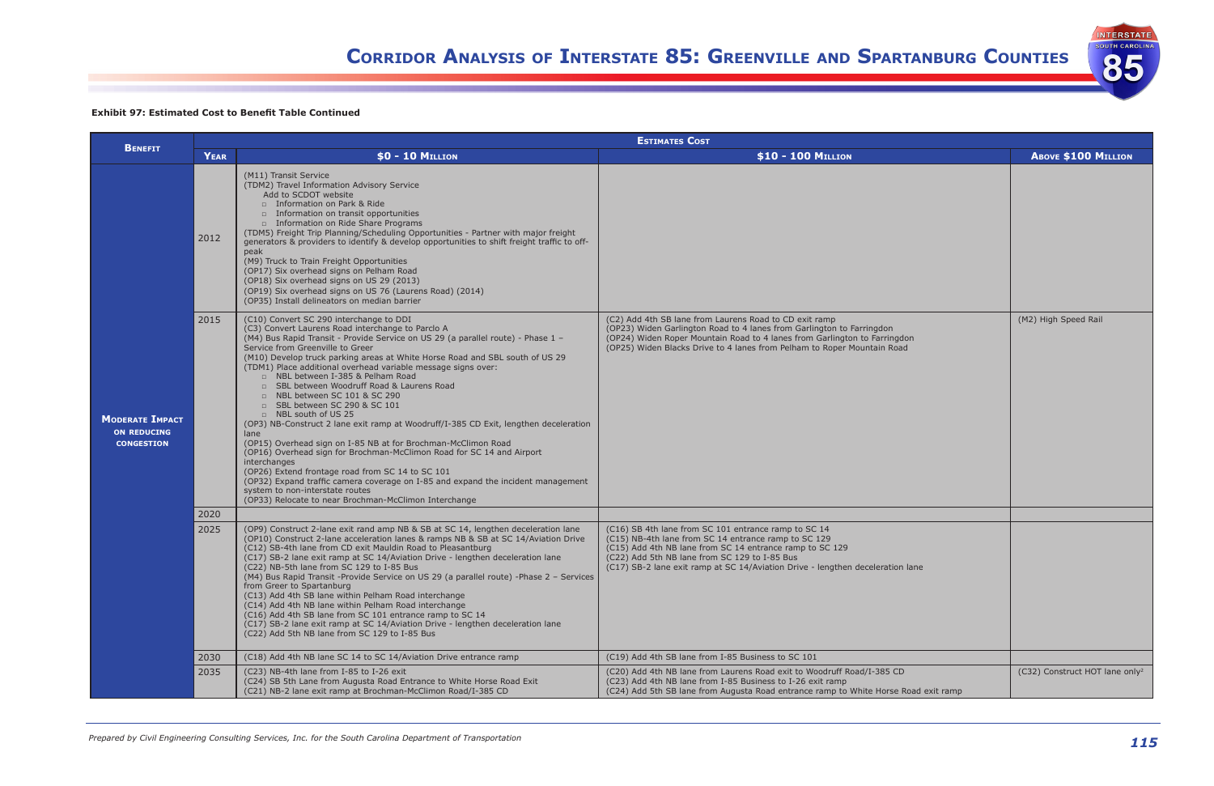**Exhibit 97: Estimated Cost to Benefit Table Continued**

| Benefit | Year | Estimates Cost $0 - 10 Million | $10 - 100 Million | Above $100 Million |
|---|---|---|---|---|
| Moderate Impact on reducing congestion | 2012 | (M11) Transit Service<br>(TDM2) Travel Information Advisory Service<br>Add to SCDOT website<br>▫ Information on Park & Ride<br>▫ Information on transit opportunities<br>▫ Information on Ride Share Programs<br>(TDM5) Freight Trip Planning/Scheduling Opportunities - Partner with major freight generators & providers to identify & develop opportunities to shift freight traffic to off-peak<br>(M9) Truck to Train Freight Opportunities<br>(OP17) Six overhead signs on Pelham Road<br>(OP18) Six overhead signs on US 29 (2013)<br>(OP19) Six overhead signs on US 76 (Laurens Road) (2014)<br>(OP35) Install delineators on median barrier | | |
| | 2015 | (C10) Convert SC 290 interchange to DDI<br>(C3) Convert Laurens Road interchange to Parclo A<br>(M4) Bus Rapid Transit - Provide Service on US 29 (a parallel route) - Phase 1 – Service from Greenville to Greer<br>(M10) Develop truck parking areas at White Horse Road and SBL south of US 29<br>(TDM1) Place additional overhead variable message signs over:<br>▫ NBL between I-385 & Pelham Road<br>▫ SBL between Woodruff Road & Laurens Road<br>▫ NBL between SC 101 & SC 290<br>▫ SBL between SC 290 & SC 101<br>▫ NBL south of US 25<br>(OP3) NB-Construct 2 lane exit ramp at Woodruff/I-385 CD Exit, lengthen deceleration lane<br>(OP15) Overhead sign on I-85 NB at for Brochman-McClimon Road<br>(OP16) Overhead sign for Brochman-McClimon Road for SC 14 and Airport interchanges<br>(OP26) Extend frontage road from SC 14 to SC 101<br>(OP32) Expand traffic camera coverage on I-85 and expand the incident management system to non-interstate routes<br>(OP33) Relocate to near Brochman-McClimon Interchange | (C2) Add 4th SB lane from Laurens Road to CD exit ramp<br>(OP23) Widen Garlington Road to 4 lanes from Garlington to Farringdon<br>(OP24) Widen Roper Mountain Road to 4 lanes from Garlington to Farringdon<br>(OP25) Widen Blacks Drive to 4 lanes from Pelham to Roper Mountain Road | (M2) High Speed Rail |
| | 2020 | | | |
| | 2025 | (OP9) Construct 2-lane exit rand amp NB & SB at SC 14, lengthen deceleration lane<br>(OP10) Construct 2-lane acceleration lanes & ramps NB & SB at SC 14/Aviation Drive<br>(C12) SB-4th lane from CD exit Mauldin Road to Pleasantburg<br>(C17) SB-2 lane exit ramp at SC 14/Aviation Drive - lengthen deceleration lane<br>(C22) NB-5th lane from SC 129 to I-85 Bus<br>(M4) Bus Rapid Transit -Provide Service on US 29 (a parallel route) -Phase 2 – Services from Greer to Spartanburg<br>(C13) Add 4th SB lane within Pelham Road interchange<br>(C14) Add 4th NB lane within Pelham Road interchange<br>(C16) Add 4th SB lane from SC 101 entrance ramp to SC 14<br>(C17) SB-2 lane exit ramp at SC 14/Aviation Drive - lengthen deceleration lane<br>(C22) Add 5th NB lane from SC 129 to I-85 Bus | (C16) SB 4th lane from SC 101 entrance ramp to SC 14<br>(C15) NB-4th lane from SC 14 entrance ramp to SC 129<br>(C15) Add 4th NB lane from SC 14 entrance ramp to SC 129<br>(C22) Add 5th NB lane from SC 129 to I-85 Bus<br>(C17) SB-2 lane exit ramp at SC 14/Aviation Drive - lengthen deceleration lane | |
| | 2030 | (C18) Add 4th NB lane SC 14 to SC 14/Aviation Drive entrance ramp | (C19) Add 4th SB lane from I-85 Business to SC 101 | |
| | 2035 | (C23) NB-4th lane from I-85 to I-26 exit<br>(C24) SB 5th Lane from Augusta Road Entrance to White Horse Road Exit<br>(C21) NB-2 lane exit ramp at Brochman-McClimon Road/I-385 CD | (C20) Add 4th NB lane from Laurens Road exit to Woodruff Road/I-385 CD<br>(C23) Add 4th NB lane from I-85 Business to I-26 exit ramp<br>(C24) Add 5th SB lane from Augusta Road entrance ramp to White Horse Road exit ramp | (C32) Construct HOT lane only[2] |

*Prepared by Civil Engineering Consulting Services, Inc. for the South Carolina Department of Transportation*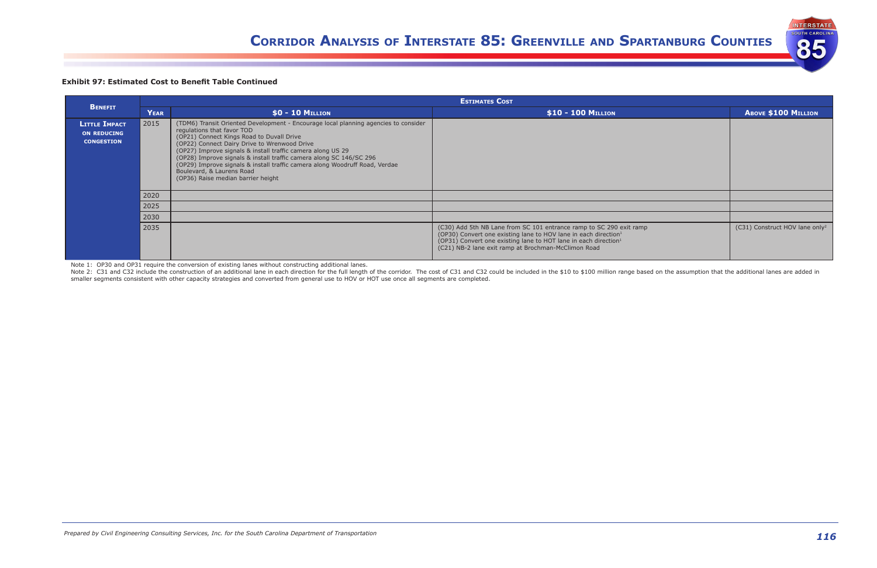**Exhibit 97: Estimated Cost to Benefit Table Continued**

| Benefit | Estimates Cost | | | |
|---|---|---|---|---|
| | Year | $0 - 10 Million | $10 - 100 Million | Above $100 Million |
| Little Impact on Reducing Congestion | 2015 | (TDM6) Transit Oriented Development - Encourage local planning agencies to consider regulations that favor TOD<br>(OP21) Connect Kings Road to Duvall Drive<br>(OP22) Connect Dairy Drive to Wrenwood Drive<br>(OP27) Improve signals & install traffic camera along US 29<br>(OP28) Improve signals & install traffic camera along SC 146/SC 296<br>(OP29) Improve signals & install traffic camera along Woodruff Road, Verdae Boulevard, & Laurens Road<br>(OP36) Raise median barrier height | | |
| | 2020 | | | |
| | 2025 | | | |
| | 2030 | | | |
| | 2035 | | (C30) Add 5th NB Lane from SC 101 entrance ramp to SC 290 exit ramp<br>(OP30) Convert one existing lane to HOV lane in each direction[1]<br>(OP31) Convert one existing lane to HOT lane in each direction[1]<br>(C21) NB-2 lane exit ramp at Brochman-McClimon Road | (C31) Construct HOV lane only[2] |

Note 1: OP30 and OP31 require the conversion of existing lanes without constructing additional lanes.
Note 2: C31 and C32 include the construction of an additional lane in each direction for the full length of the corridor. The cost of C31 and C32 could be included in the $10 to $100 million range based on the assumption that the additional lanes are added in smaller segments consistent with other capacity strategies and converted from general use to HOV or HOT use once all segments are completed.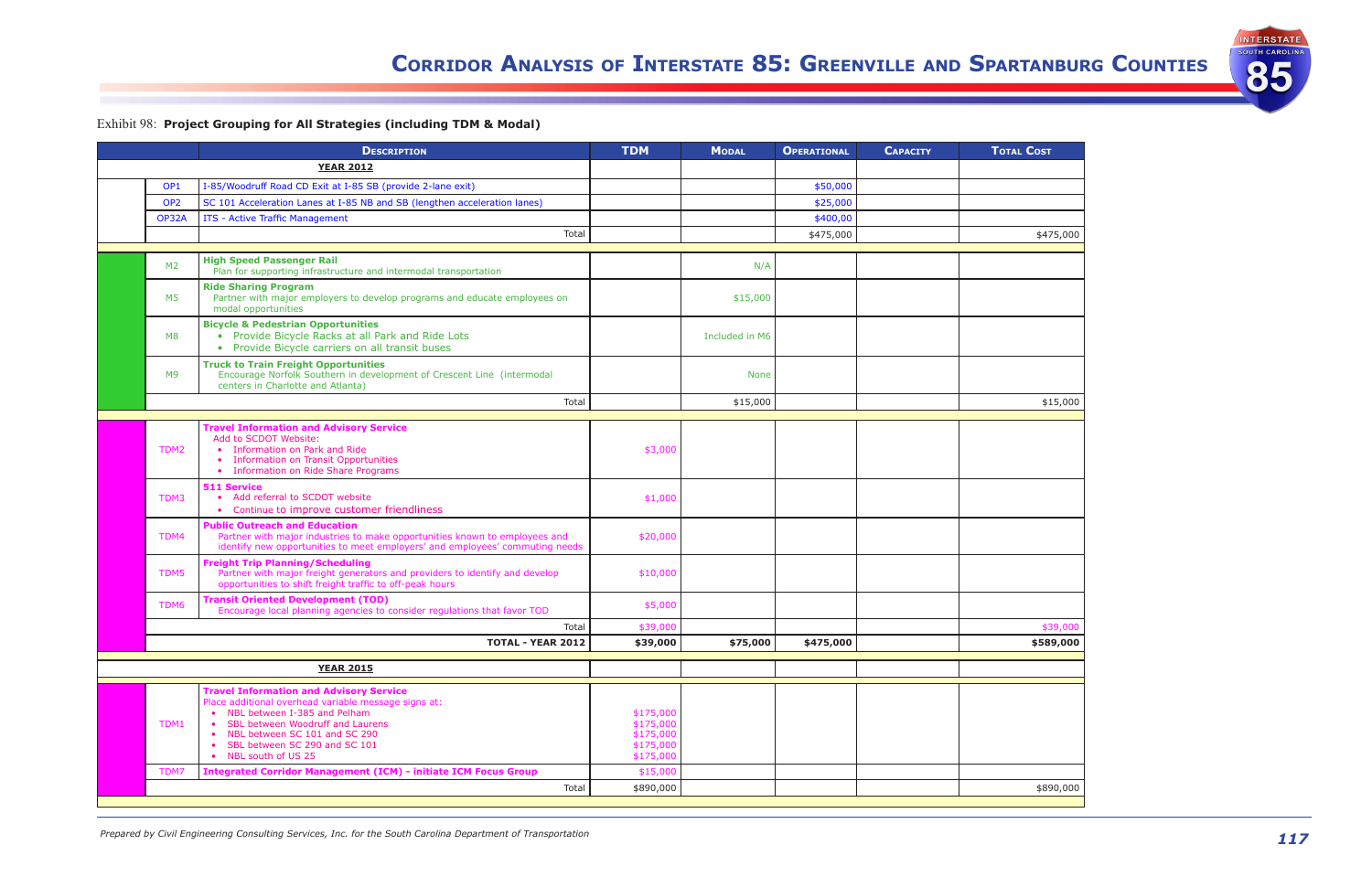Exhibit 98: **Project Grouping for All Strategies (including TDM & Modal)**

| | | Description | TDM | Modal | Operational | Capacity | Total Cost |
|---|---|---|---|---|---|---|---|
| | | **YEAR 2012** | | | | | |
| | OP1 | I-85/Woodruff Road CD Exit at I-85 SB (provide 2-lane exit) | | | $50,000 | | |
| | OP2 | SC 101 Acceleration Lanes at I-85 NB and SB (lengthen acceleration lanes) | | | $25,000 | | |
| | OP32A | ITS - Active Traffic Management | | | $400,00 | | |
| | | Total | | | $475,000 | | $475,000 |
| | M2 | **High Speed Passenger Rail** Plan for supporting infrastructure and intermodal transportation | | N/A | | | |
| | M5 | **Ride Sharing Program** Partner with major employers to develop programs and educate employees on modal opportunities | | $15,000 | | | |
| | M8 | **Bicycle & Pedestrian Opportunities** • Provide Bicycle Racks at all Park and Ride Lots • Provide Bicycle carriers on all transit buses | | Included in M6 | | | |
| | M9 | **Truck to Train Freight Opportunities** Encourage Norfolk Southern in development of Crescent Line (intermodal centers in Charlotte and Atlanta) | | None | | | |
| | | Total | | $15,000 | | | $15,000 |
| | TDM2 | **Travel Information and Advisory Service** Add to SCDOT Website: • Information on Park and Ride • Information on Transit Opportunities • Information on Ride Share Programs | $3,000 | | | | |
| | TDM3 | **511 Service** • Add referral to SCDOT website • Continue to improve customer friendliness | $1,000 | | | | |
| | TDM4 | **Public Outreach and Education** Partner with major industries to make opportunities known to employees and identify new opportunities to meet employers' and employees' commuting needs | $20,000 | | | | |
| | TDM5 | **Freight Trip Planning/Scheduling** Partner with major freight generators and providers to identify and develop opportunities to shift freight traffic to off-peak hours | $10,000 | | | | |
| | TDM6 | **Transit Oriented Development (TOD)** Encourage local planning agencies to consider regulations that favor TOD | $5,000 | | | | |
| | | Total | $39,000 | | | | $39,000 |
| | | **TOTAL - YEAR 2012** | **$39,000** | **$75,000** | **$475,000** | | **$589,000** |
| | | **YEAR 2015** | | | | | |
| | TDM1 | **Travel Information and Advisory Service** Place additional overhead variable message signs at: • NBL between I-385 and Pelham • SBL between Woodruff and Laurens • NBL between SC 101 and SC 290 • SBL between SC 290 and SC 101 • NBL south of US 25 | $175,000 $175,000 $175,000 $175,000 $175,000 | | | | |
| | TDM7 | **Integrated Corridor Management (ICM) - initiate ICM Focus Group** | $15,000 | | | | |
| | | Total | $890,000 | | | | $890,000 |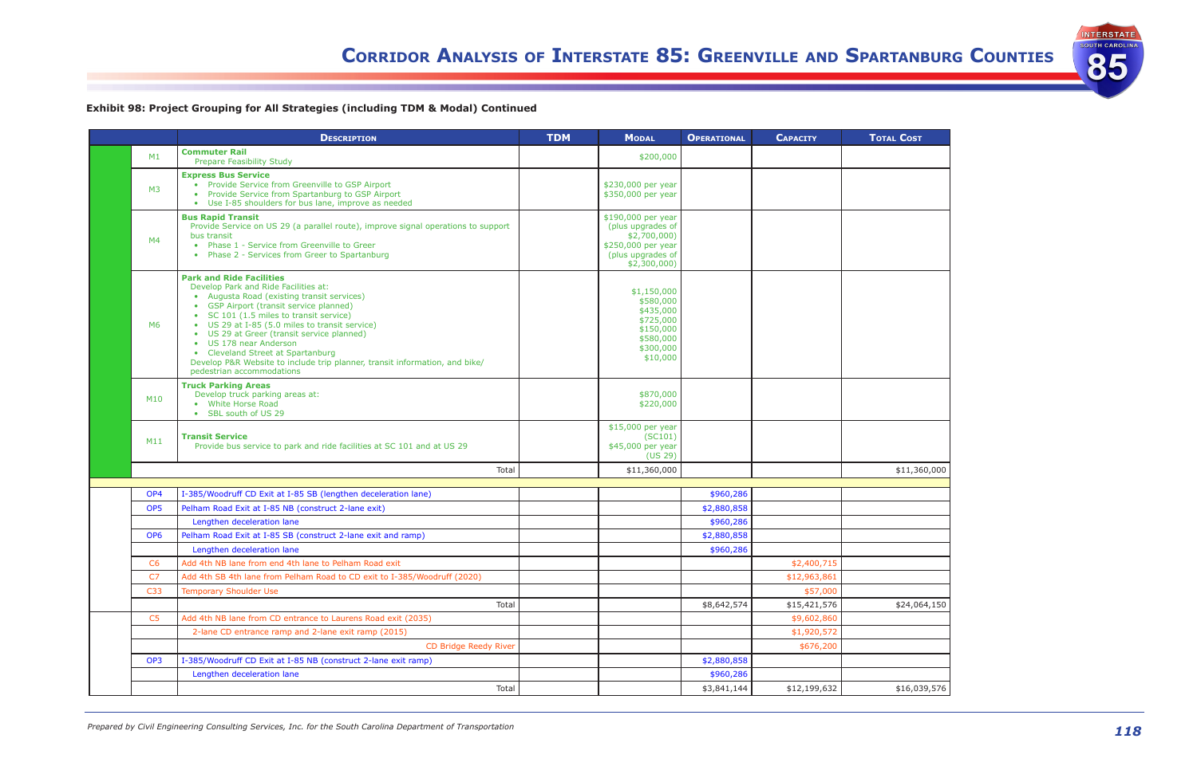**Exhibit 98: Project Grouping for All Strategies (including TDM & Modal) Continued**

| | | Description | TDM | Modal | Operational | Capacity | Total Cost |
|---|---|---|---|---|---|---|---|
| | M1 | **Commuter Rail**<br>Prepare Feasibility Study | | $200,000 | | | |
| | M3 | **Express Bus Service**<br>• Provide Service from Greenville to GSP Airport<br>• Provide Service from Spartanburg to GSP Airport<br>• Use I-85 shoulders for bus lane, improve as needed | | $230,000 per year<br>$350,000 per year | | | |
| | M4 | **Bus Rapid Transit**<br>Provide Service on US 29 (a parallel route), improve signal operations to support bus transit<br>• Phase 1 - Service from Greenville to Greer<br>• Phase 2 - Services from Greer to Spartanburg | | $190,000 per year (plus upgrades of $2,700,000)<br>$250,000 per year (plus upgrades of $2,300,000) | | | |
| | M6 | **Park and Ride Facilities**<br>Develop Park and Ride Facilities at:<br>• Augusta Road (existing transit services)<br>• GSP Airport (transit service planned)<br>• SC 101 (1.5 miles to transit service)<br>• US 29 at I-85 (5.0 miles to transit service)<br>• US 29 at Greer (transit service planned)<br>• US 178 near Anderson<br>• Cleveland Street at Spartanburg<br>Develop P&R Website to include trip planner, transit information, and bike/pedestrian accommodations | | $1,150,000<br>$580,000<br>$435,000<br>$725,000<br>$150,000<br>$580,000<br>$300,000<br>$10,000 | | | |
| | M10 | **Truck Parking Areas**<br>Develop truck parking areas at:<br>• White Horse Road<br>• SBL south of US 29 | | $870,000<br>$220,000 | | | |
| | M11 | **Transit Service**<br>Provide bus service to park and ride facilities at SC 101 and at US 29 | | $15,000 per year (SC101)<br>$45,000 per year (US 29) | | | |
| | | Total | | $11,360,000 | | | $11,360,000 |
| | | | | | | | |
| | OP4 | I-385/Woodruff CD Exit at I-85 SB (lengthen deceleration lane) | | | $960,286 | | |
| | OP5 | Pelham Road Exit at I-85 NB (construct 2-lane exit) | | | $2,880,858 | | |
| | | Lengthen deceleration lane | | | $960,286 | | |
| | OP6 | Pelham Road Exit at I-85 SB (construct 2-lane exit and ramp) | | | $2,880,858 | | |
| | | Lengthen deceleration lane | | | $960,286 | | |
| | C6 | Add 4th NB lane from end 4th lane to Pelham Road exit | | | | $2,400,715 | |
| | C7 | Add 4th SB 4th lane from Pelham Road to CD exit to I-385/Woodruff (2020) | | | | $12,963,861 | |
| | C33 | Temporary Shoulder Use | | | | $57,000 | |
| | | Total | | | $8,642,574 | $15,421,576 | $24,064,150 |
| | C5 | Add 4th NB lane from CD entrance to Laurens Road exit (2035) | | | | $9,602,860 | |
| | | 2-lane CD entrance ramp and 2-lane exit ramp (2015) | | | | $1,920,572 | |
| | | CD Bridge Reedy River | | | | $676,200 | |
| | OP3 | I-385/Woodruff CD Exit at I-85 NB (construct 2-lane exit ramp) | | | $2,880,858 | | |
| | | Lengthen deceleration lane | | | $960,286 | | |
| | | Total | | | $3,841,144 | $12,199,632 | $16,039,576 |

*Prepared by Civil Engineering Consulting Services, Inc. for the South Carolina Department of Transportation*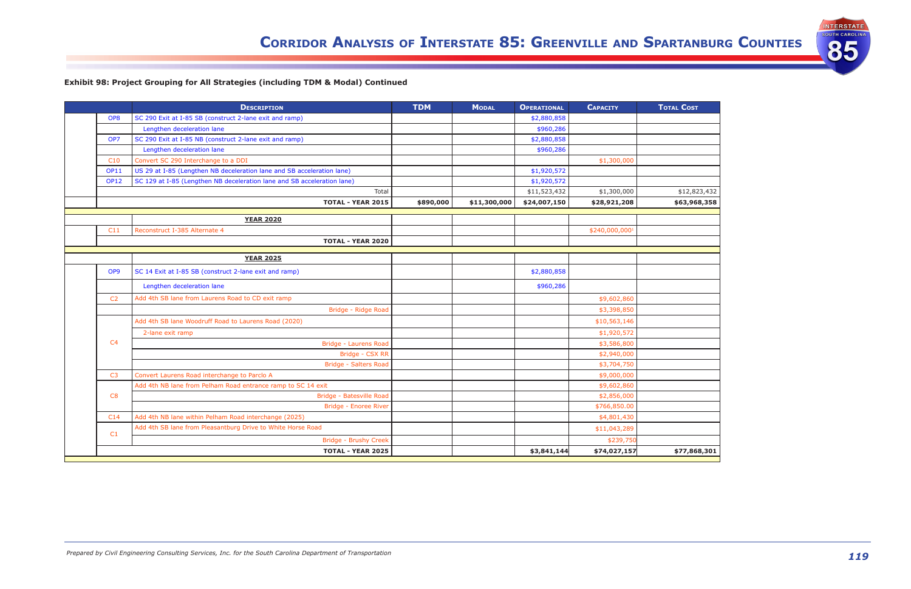**Exhibit 98: Project Grouping for All Strategies (including TDM & Modal) Continued**

| | | Description | TDM | Modal | Operational | Capacity | Total Cost |
|---|---|---|---|---|---|---|---|
| | OP8 | SC 290 Exit at I-85 SB (construct 2-lane exit and ramp) | | | $2,880,858 | | |
| | | Lengthen deceleration lane | | | $960,286 | | |
| | OP7 | SC 290 Exit at I-85 NB (construct 2-lane exit and ramp) | | | $2,880,858 | | |
| | | Lengthen deceleration lane | | | $960,286 | | |
| | C10 | Convert SC 290 Interchange to a DDI | | | | $1,300,000 | |
| | OP11 | US 29 at I-85 (Lengthen NB deceleration lane and SB acceleration lane) | | | $1,920,572 | | |
| | OP12 | SC 129 at I-85 (Lengthen NB deceleration lane and SB acceleration lane) | | | $1,920,572 | | |
| | | Total | | | $11,523,432 | $1,300,000 | $12,823,432 |
| | | **TOTAL - YEAR 2015** | **$890,000** | **$11,300,000** | **$24,007,150** | **$28,921,208** | **$63,968,358** |
| | | | | | | | |
| | | **YEAR 2020** | | | | | |
| | C11 | Reconstruct I-385 Alternate 4 | | | | $240,000,000[1] | |
| | | **TOTAL - YEAR 2020** | | | | | |
| | | | | | | | |
| | | **YEAR 2025** | | | | | |
| | OP9 | SC 14 Exit at I-85 SB (construct 2-lane exit and ramp) | | | $2,880,858 | | |
| | | Lengthen deceleration lane | | | $960,286 | | |
| | C2 | Add 4th SB lane from Laurens Road to CD exit ramp | | | | $9,602,860 | |
| | | Bridge - Ridge Road | | | | $3,398,850 | |
| | C4 | Add 4th SB lane Woodruff Road to Laurens Road (2020) | | | | $10,563,146 | |
| | | 2-lane exit ramp | | | | $1,920,572 | |
| | | Bridge - Laurens Road | | | | $3,586,800 | |
| | | Bridge - CSX RR | | | | $2,940,000 | |
| | | Bridge - Salters Road | | | | $3,704,750 | |
| | C3 | Convert Laurens Road interchange to Parclo A | | | | $9,000,000 | |
| | C8 | Add 4th NB lane from Pelham Road entrance ramp to SC 14 exit | | | | $9,602,860 | |
| | | Bridge - Batesville Road | | | | $2,856,000 | |
| | | Bridge - Enoree River | | | | $766,850.00 | |
| | C14 | Add 4th NB lane within Pelham Road interchange (2025) | | | | $4,801,430 | |
| | C1 | Add 4th SB lane from Pleasantburg Drive to White Horse Road | | | | $11,043,289 | |
| | | Bridge - Brushy Creek | | | | $239,750 | |
| | | **TOTAL - YEAR 2025** | | | **$3,841,144** | **$74,027,157** | **$77,868,301** |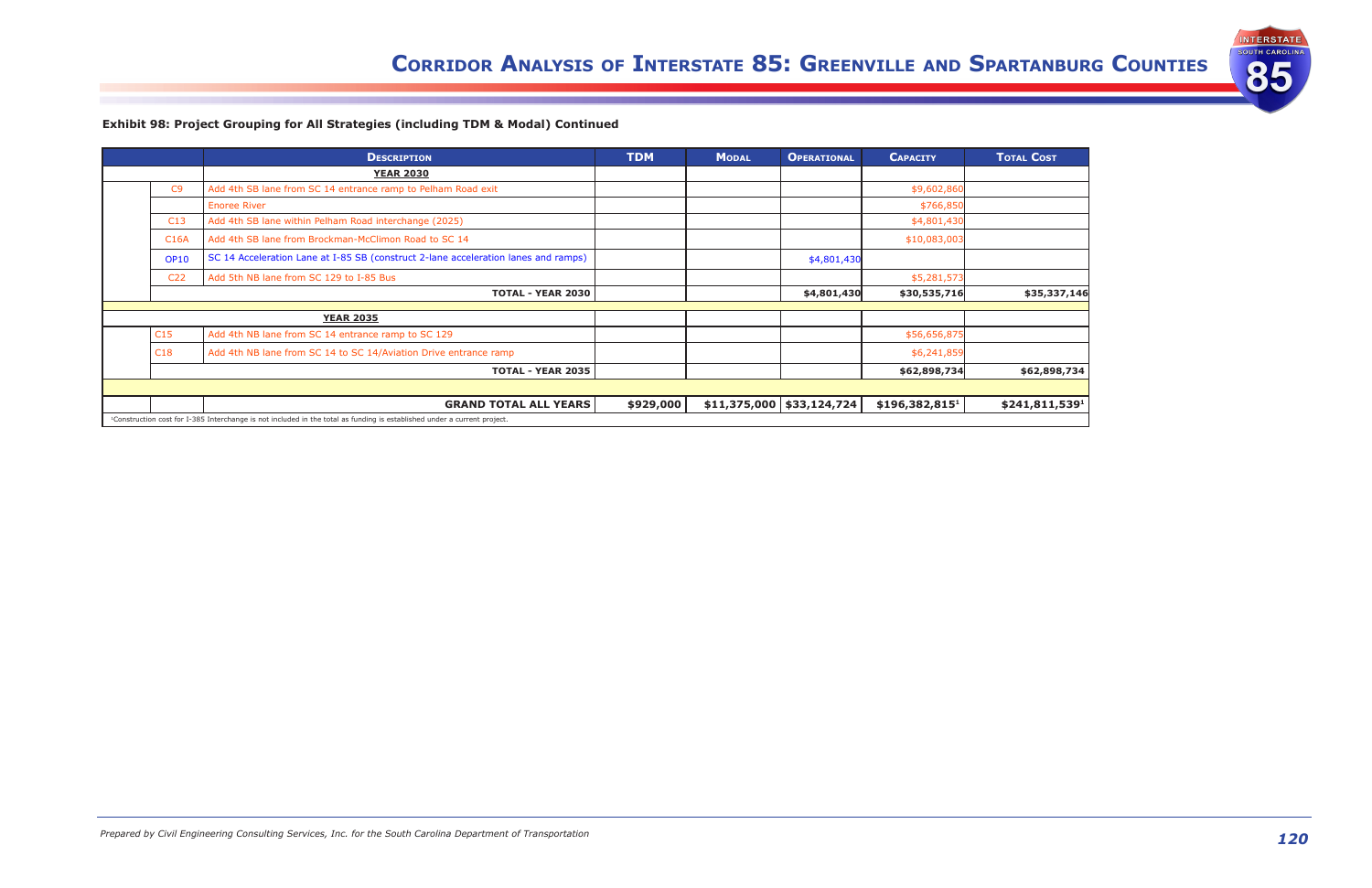**Exhibit 98: Project Grouping for All Strategies (including TDM & Modal) Continued**

| | | Description | TDM | Modal | Operational | Capacity | Total Cost |
|---|---|---|---|---|---|---|---|
| | | **YEAR 2030** | | | | | |
| | C9 | Add 4th SB lane from SC 14 entrance ramp to Pelham Road exit | | | | $9,602,860 | |
| | | Enoree River | | | | $766,850 | |
| | C13 | Add 4th SB lane within Pelham Road interchange (2025) | | | | $4,801,430 | |
| | C16A | Add 4th SB lane from Brockman-McClimon Road to SC 14 | | | | $10,083,003 | |
| | OP10 | SC 14 Acceleration Lane at I-85 SB (construct 2-lane acceleration lanes and ramps) | | | $4,801,430 | | |
| | C22 | Add 5th NB lane from SC 129 to I-85 Bus | | | | $5,281,573 | |
| | | **TOTAL - YEAR 2030** | | | **$4,801,430** | **$30,535,716** | **$35,337,146** |
| | | **YEAR 2035** | | | | | |
| | C15 | Add 4th NB lane from SC 14 entrance ramp to SC 129 | | | | $56,656,875 | |
| | C18 | Add 4th NB lane from SC 14 to SC 14/Aviation Drive entrance ramp | | | | $6,241,859 | |
| | | **TOTAL - YEAR 2035** | | | | **$62,898,734** | **$62,898,734** |
| | | **GRAND TOTAL ALL YEARS** | **$929,000** | **$11,375,000** | **$33,124,724** | **$196,382,815**[1] | **$241,811,539**[1] |

[1]Construction cost for I-385 Interchange is not included in the total as funding is established under a current project.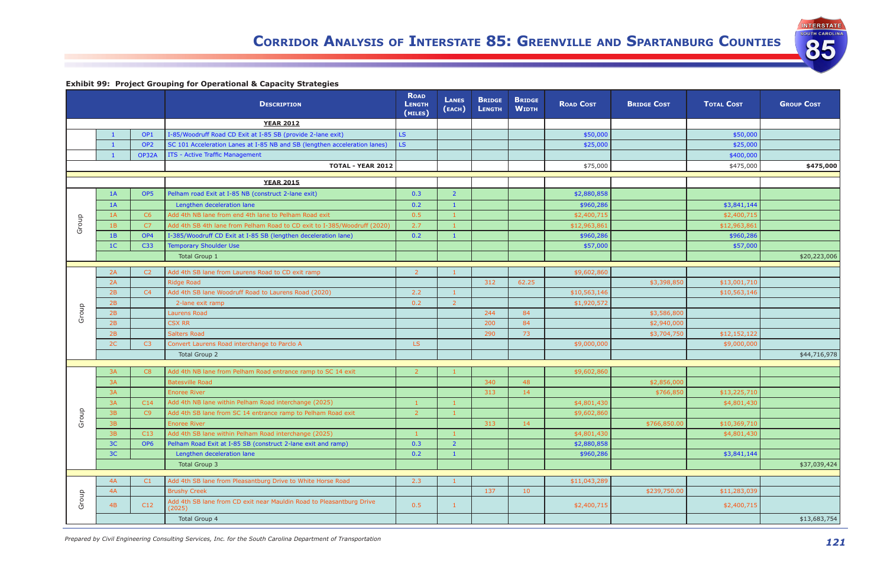**Exhibit 99: Project Grouping for Operational & Capacity Strategies**

| | | | Description | Road Length (miles) | Lanes (each) | Bridge Length | Bridge Width | Road Cost | Bridge Cost | Total Cost | Group Cost |
|---|---|---|---|---|---|---|---|---|---|---|---|
| | | | **YEAR 2012** | | | | | | | | |
| | 1 | OP1 | I-85/Woodruff Road CD Exit at I-85 SB (provide 2-lane exit) | LS | | | | $50,000 | | $50,000 | |
| | 1 | OP2 | SC 101 Acceleration Lanes at I-85 NB and SB (lengthen acceleration lanes) | LS | | | | $25,000 | | $25,000 | |
| | 1 | OP32A | ITS - Active Traffic Management | | | | | | | $400,000 | |
| | | | **TOTAL - YEAR 2012** | | | | | $75,000 | | $475,000 | **$475,000** |
| | | | **YEAR 2015** | | | | | | | | |
| Group | 1A | OP5 | Pelham road Exit at I-85 NB (construct 2-lane exit) | 0.3 | 2 | | | $2,880,858 | | | |
| | 1A | | Lengthen deceleration lane | 0.2 | 1 | | | $960,286 | | $3,841,144 | |
| | 1A | C6 | Add 4th NB lane from end 4th lane to Pelham Road exit | 0.5 | 1 | | | $2,400,715 | | $2,400,715 | |
| | 1B | C7 | Add 4th SB 4th lane from Pelham Road to CD exit to I-385/Woodruff (2020) | 2.7 | 1 | | | $12,963,861 | | $12,963,861 | |
| | 1B | OP4 | I-385/Woodruff CD Exit at I-85 SB (lengthen deceleration lane) | 0.2 | 1 | | | $960,286 | | $960,286 | |
| | 1C | C33 | Temporary Shoulder Use | | | | | $57,000 | | $57,000 | |
| | | | Total Group 1 | | | | | | | | $20,223,006 |
| Group | 2A | C2 | Add 4th SB lane from Laurens Road to CD exit ramp | 2 | 1 | | | $9,602,860 | | | |
| | 2A | | Ridge Road | | | 312 | 62.25 | | $3,398,850 | $13,001,710 | |
| | 2B | C4 | Add 4th SB lane Woodruff Road to Laurens Road (2020) | 2.2 | 1 | | | $10,563,146 | | $10,563,146 | |
| | 2B | | 2-lane exit ramp | 0.2 | 2 | | | $1,920,572 | | | |
| | 2B | | Laurens Road | | | 244 | 84 | | $3,586,800 | | |
| | 2B | | CSX RR | | | 200 | 84 | | $2,940,000 | | |
| | 2B | | Salters Road | | | 290 | 73 | | $3,704,750 | $12,152,122 | |
| | 2C | C3 | Convert Laurens Road interchange to Parclo A | LS | | | | $9,000,000 | | $9,000,000 | |
| | | | Total Group 2 | | | | | | | | $44,716,978 |
| Group | 3A | C8 | Add 4th NB lane from Pelham Road entrance ramp to SC 14 exit | 2 | 1 | | | $9,602,860 | | | |
| | 3A | | Batesville Road | | | 340 | 48 | | $2,856,000 | | |
| | 3A | | Enoree River | | | 313 | 14 | | $766,850 | $13,225,710 | |
| | 3A | C14 | Add 4th NB lane within Pelham Road interchange (2025) | 1 | 1 | | | $4,801,430 | | $4,801,430 | |
| | 3B | C9 | Add 4th SB lane from SC 14 entrance ramp to Pelham Road exit | 2 | 1 | | | $9,602,860 | | | |
| | 3B | | Enoree River | | | 313 | 14 | | $766,850.00 | $10,369,710 | |
| | 3B | C13 | Add 4th SB lane within Pelham Road interchange (2025) | 1 | 1 | | | $4,801,430 | | $4,801,430 | |
| | 3C | OP6 | Pelham Road Exit at I-85 SB (construct 2-lane exit and ramp) | 0.3 | 2 | | | $2,880,858 | | | |
| | 3C | | Lengthen deceleration lane | 0.2 | 1 | | | $960,286 | | $3,841,144 | |
| | | | Total Group 3 | | | | | | | | $37,039,424 |
| Group | 4A | C1 | Add 4th SB lane from Pleasantburg Drive to White Horse Road | 2.3 | 1 | | | $11,043,289 | | | |
| | 4A | | Brushy Creek | | | 137 | 10 | | $239,750.00 | $11,283,039 | |
| | 4B | C12 | Add 4th SB lane from CD exit near Mauldin Road to Pleasantburg Drive (2025) | 0.5 | 1 | | | $2,400,715 | | $2,400,715 | |
| | | | Total Group 4 | | | | | | | | $13,683,754 |

*Prepared by Civil Engineering Consulting Services, Inc. for the South Carolina Department of Transportation*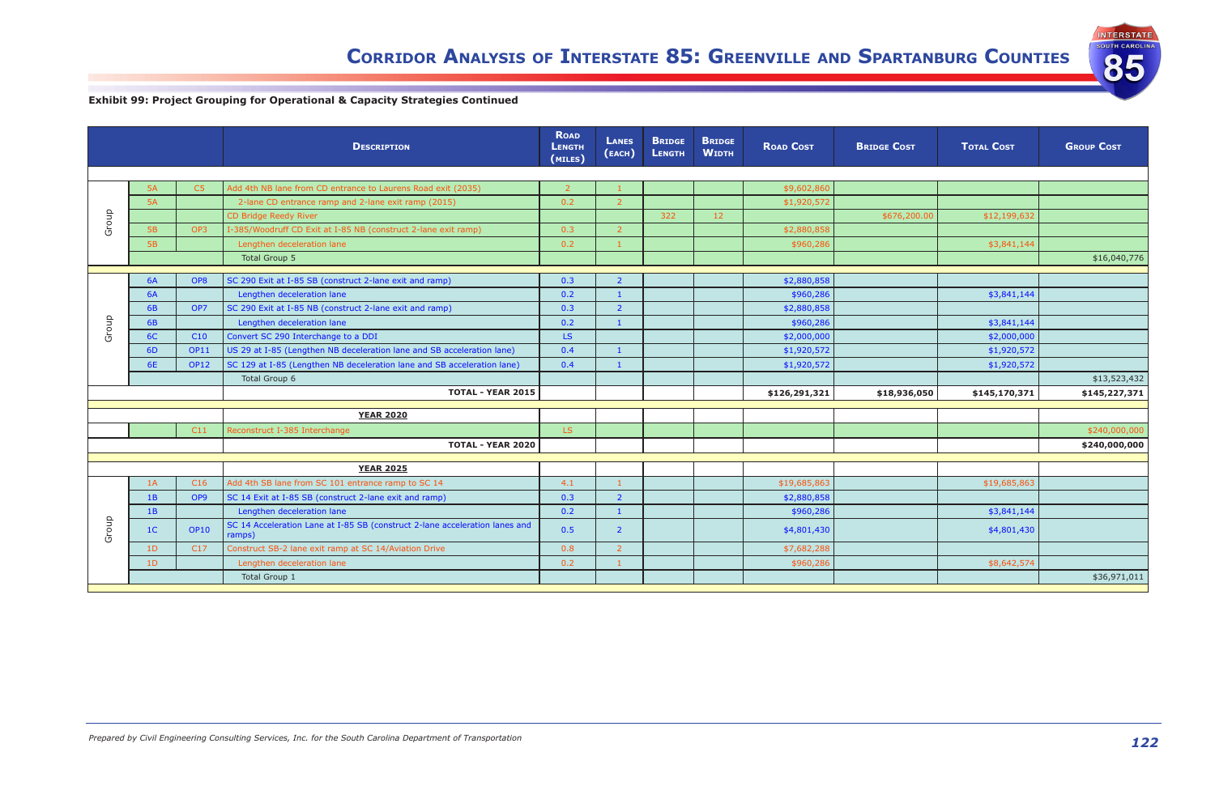**Exhibit 99: Project Grouping for Operational & Capacity Strategies Continued**

| | | | Description | Road Length (miles) | Lanes (each) | Bridge Length | Bridge Width | Road Cost | Bridge Cost | Total Cost | Group Cost |
|---|---|---|---|---|---|---|---|---|---|---|---|
| Group | 5A | C5 | Add 4th NB lane from CD entrance to Laurens Road exit (2035) | 2 | 1 | | | $9,602,860 | | | |
| | 5A | | 2-lane CD entrance ramp and 2-lane exit ramp (2015) | 0.2 | 2 | | | $1,920,572 | | | |
| | | | CD Bridge Reedy River | | | 322 | 12 | | $676,200.00 | $12,199,632 | |
| | 5B | OP3 | I-385/Woodruff CD Exit at I-85 NB (construct 2-lane exit ramp) | 0.3 | 2 | | | $2,880,858 | | | |
| | 5B | | Lengthen deceleration lane | 0.2 | 1 | | | $960,286 | | $3,841,144 | |
| | | | Total Group 5 | | | | | | | | $16,040,776 |
| Group | 6A | OP8 | SC 290 Exit at I-85 SB (construct 2-lane exit and ramp) | 0.3 | 2 | | | $2,880,858 | | | |
| | 6A | | Lengthen deceleration lane | 0.2 | 1 | | | $960,286 | | $3,841,144 | |
| | 6B | OP7 | SC 290 Exit at I-85 NB (construct 2-lane exit and ramp) | 0.3 | 2 | | | $2,880,858 | | | |
| | 6B | | Lengthen deceleration lane | 0.2 | 1 | | | $960,286 | | $3,841,144 | |
| | 6C | C10 | Convert SC 290 Interchange to a DDI | LS | | | | $2,000,000 | | $2,000,000 | |
| | 6D | OP11 | US 29 at I-85 (Lengthen NB deceleration lane and SB acceleration lane) | 0.4 | 1 | | | $1,920,572 | | $1,920,572 | |
| | 6E | OP12 | SC 129 at I-85 (Lengthen NB deceleration lane and SB acceleration lane) | 0.4 | 1 | | | $1,920,572 | | $1,920,572 | |
| | | | Total Group 6 | | | | | | | | $13,523,432 |
| | | | **TOTAL - YEAR 2015** | | | | | **$126,291,321** | **$18,936,050** | **$145,170,371** | **$145,227,371** |
| | | | **YEAR 2020** | | | | | | | | |
| | | C11 | Reconstruct I-385 Interchange | LS | | | | | | | $240,000,000 |
| | | | **TOTAL - YEAR 2020** | | | | | | | | **$240,000,000** |
| | | | **YEAR 2025** | | | | | | | | |
| Group | 1A | C16 | Add 4th SB lane from SC 101 entrance ramp to SC 14 | 4.1 | 1 | | | $19,685,863 | | $19,685,863 | |
| | 1B | OP9 | SC 14 Exit at I-85 SB (construct 2-lane exit and ramp) | 0.3 | 2 | | | $2,880,858 | | | |
| | 1B | | Lengthen deceleration lane | 0.2 | 1 | | | $960,286 | | $3,841,144 | |
| | 1C | OP10 | SC 14 Acceleration Lane at I-85 SB (construct 2-lane acceleration lanes and ramps) | 0.5 | 2 | | | $4,801,430 | | $4,801,430 | |
| | 1D | C17 | Construct SB-2 lane exit ramp at SC 14/Aviation Drive | 0.8 | 2 | | | $7,682,288 | | | |
| | 1D | | Lengthen deceleration lane | 0.2 | 1 | | | $960,286 | | $8,642,574 | |
| | | | Total Group 1 | | | | | | | | $36,971,011 |

*Prepared by Civil Engineering Consulting Services, Inc. for the South Carolina Department of Transportation*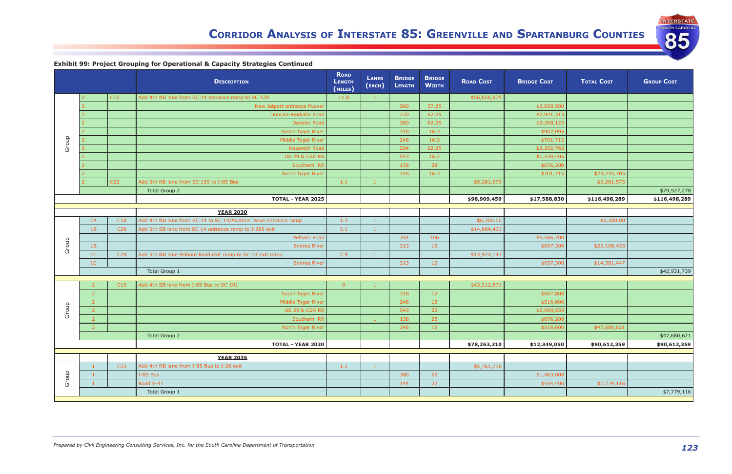**Exhibit 99: Project Grouping for Operational & Capacity Strategies Continued**

| | | | Description | Road Length (miles) | Lanes (each) | Bridge Length | Bridge Width | Road Cost | Bridge Cost | Total Cost | Group Cost |
|---|---|---|---|---|---|---|---|---|---|---|---|
| Group | 2 | C15 | Add 4th NB lane from SC 14 entrance ramp to SC 129 | 11.8 | 1 | | | $56,656,875 | | | |
| | 2 | | New Jetport entrance flyover | | | 560 | 37.25 | | $3,650,500 | | |
| | 2 | | Duncan-Reidville Road | | | 270 | 62.25 | | $2,941,313 | | |
| | 2 | | Danzler Road | | | 300 | 62.25 | | $3,268,125 | | |
| | 2 | | South Tyger River | | | 318 | 16.3 | | $907,095 | | |
| | 2 | | Middle Tyger River | | | 246 | 16.3 | | $701,715 | | |
| | 2 | | Nazareth Road | | | 294 | 62.25 | | $3,202,763 | | |
| | 2 | | US 29 & CSX RR | | | 543 | 16.2 | | $1,539,405 | | |
| | 2 | | Southern RR | | | 138 | 28 | | $676,200 | | |
| | 2 | | North Tyger River | | | 246 | 16.3 | | $701,715 | $74,245,705 | |
| | 2 | C22 | Add 5th NB lane from SC 129 to I-85 Bus | 1.1 | 1 | | | $5,281,573 | | $5,281,573 | |
| | | | Total Group 2 | | | | | | | | $79,527,278 |
| | | | **TOTAL - YEAR 2025** | | | | | **$98,909,459** | **$17,588,830** | **$116,498,289** | **$116,498,289** |
| | | | **YEAR 2030** | | | | | | | | |
| Group | 1A | C18 | Add 4th NB lane from SC 14 to SC 14/Aviation Drive entrance ramp | 1.3 | 1 | | | $6,300.00 | | $6,300.00 | |
| | 1B | C28 | Add 5th SB lane from SC 14 entrance ramp to I-385 exit | 3.1 | 1 | | | $14,884,433 | | | |
| | | | Pelham Road | | | 354 | 106 | | $6,566,700 | | |
| | 1B | | Enoree River | | | 313 | 12 | | $657,300 | $22,108,433 | |
| | 1C | C29 | Add 5th NB lane Pelham Road exit ramp to SC 14 exit ramp | 2.9 | 1 | | | $13,924,147 | | | |
| | 1C | | Enoree River | | | 313 | 12 | | $657,300 | $14,581,447 | |
| | | | Total Group 1 | | | | | | | | $42,931,739 |
| Group | 2 | C19 | Add 4th SB lane from I-85 Bus to SC 101 | 9 | 1 | | | $43,212,871 | | | |
| | 2 | | South Tyger River | | | 318 | 12 | | $667,800 | | |
| | 2 | | Middle Tyger River | | | 246 | 12 | | $516,600 | | |
| | 2 | | US 29 & CSX RR | | | 543 | 22 | | $2,090,550 | | |
| | 2 | | Southern RR | | 1 | 138 | 28 | | $676,200 | | |
| | 2 | | North Tyger River | | | 246 | 12 | | $516,600 | $47,680,621 | |
| | | | Total Group 2 | | | | | | | | $47,680,621 |
| | | | **TOTAL - YEAR 2030** | | | | | **$78,263,310** | **$12,349,050** | **$90,612,359** | **$90,612,359** |
| | | | **YEAR 2035** | | | | | | | | |
| Group | 1 | C23 | Add 4th NB lane from I-85 Bus to I-26 exit | 1.2 | 1 | | | $5,761,716 | | | |
| | 1 | | I-85 Bus | | | 380 | 22 | | $1,463,000 | | |
| | 1 | | Road S-41 | | | 144 | 22 | | $554,400 | $7,779,116 | |
| | | | Total Group 1 | | | | | | | | $7,779,116 |

*Prepared by Civil Engineering Consulting Services, Inc. for the South Carolina Department of Transportation*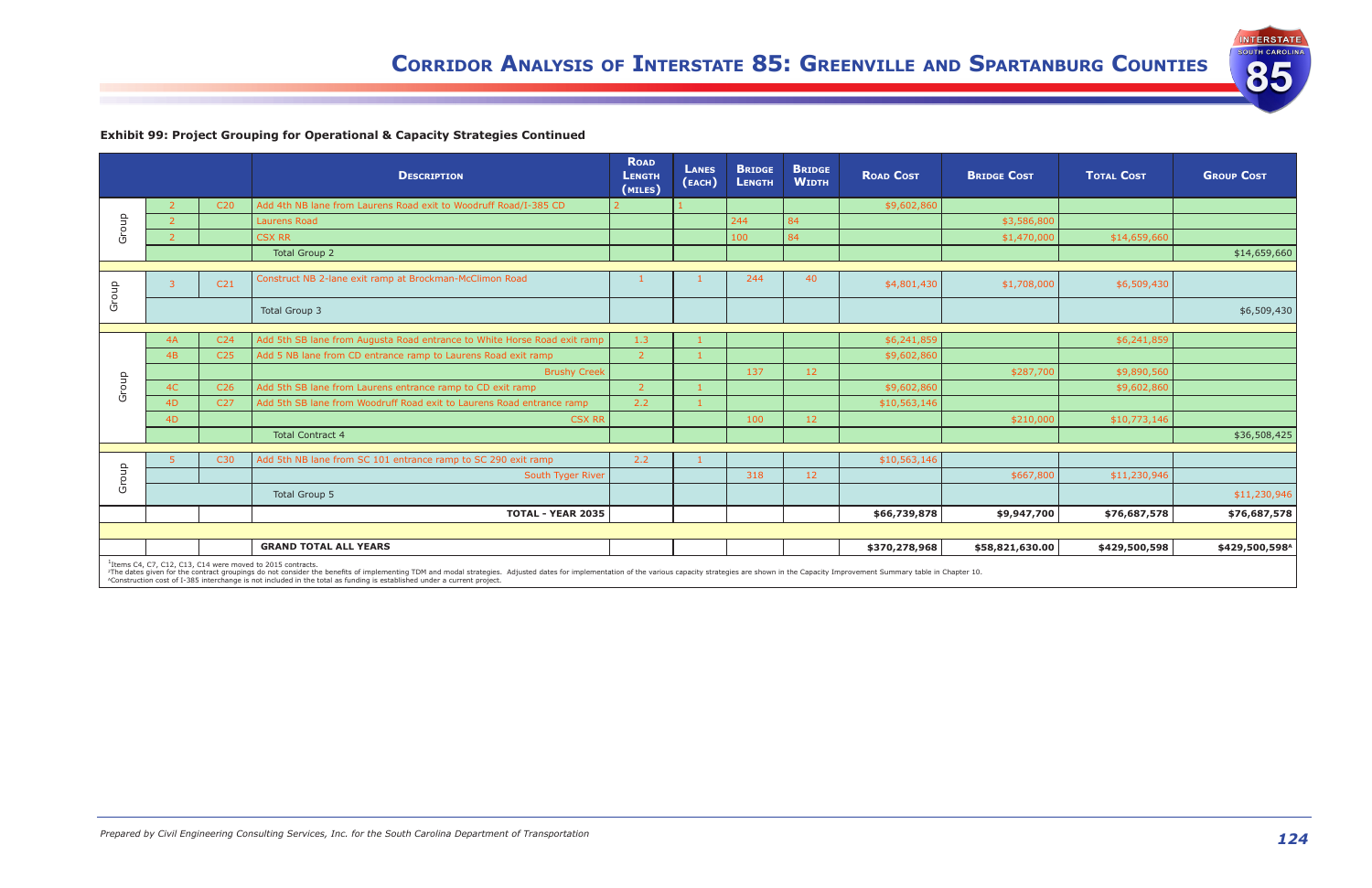**Exhibit 99: Project Grouping for Operational & Capacity Strategies Continued**

| | | | Description | Road Length (miles) | Lanes (each) | Bridge Length | Bridge Width | Road Cost | Bridge Cost | Total Cost | Group Cost |
|---|---|---|---|---|---|---|---|---|---|---|---|
| Group | 2 | C20 | Add 4th NB lane from Laurens Road exit to Woodruff Road/I-385 CD | 2 | 1 | | | $9,602,860 | | | |
| | 2 | | Laurens Road | | | 244 | 84 | | $3,586,800 | | |
| | 2 | | CSX RR | | | 100 | 84 | | $1,470,000 | $14,659,660 | |
| | | | Total Group 2 | | | | | | | | $14,659,660 |
| Group | 3 | C21 | Construct NB 2-lane exit ramp at Brockman-McClimon Road | 1 | 1 | 244 | 40 | $4,801,430 | $1,708,000 | $6,509,430 | |
| | | | Total Group 3 | | | | | | | | $6,509,430 |
| Group | 4A | C24 | Add 5th SB lane from Augusta Road entrance to White Horse Road exit ramp | 1.3 | 1 | | | $6,241,859 | | $6,241,859 | |
| | 4B | C25 | Add 5 NB lane from CD entrance ramp to Laurens Road exit ramp | 2 | 1 | | | $9,602,860 | | | |
| | | | Brushy Creek | | | 137 | 12 | | $287,700 | $9,890,560 | |
| | 4C | C26 | Add 5th SB lane from Laurens entrance ramp to CD exit ramp | 2 | 1 | | | $9,602,860 | | $9,602,860 | |
| | 4D | C27 | Add 5th SB lane from Woodruff Road exit to Laurens Road entrance ramp | 2.2 | 1 | | | $10,563,146 | | | |
| | 4D | | CSX RR | | | 100 | 12 | | $210,000 | $10,773,146 | |
| | | | Total Contract 4 | | | | | | | | $36,508,425 |
| Group | 5 | C30 | Add 5th NB lane from SC 101 entrance ramp to SC 290 exit ramp | 2.2 | 1 | | | $10,563,146 | | | |
| | | | South Tyger River | | | 318 | 12 | | $667,800 | $11,230,946 | |
| | | | Total Group 5 | | | | | | | | $11,230,946 |
| | | | **TOTAL - YEAR 2035** | | | | | **$66,739,878** | **$9,947,700** | **$76,687,578** | **$76,687,578** |
| | | | **GRAND TOTAL ALL YEARS** | | | | | **$370,278,968** | **$58,821,630.00** | **$429,500,598** | **$429,500,598^** |

[1]Items C4, C7, C12, C13, C14 were moved to 2015 contracts.
[2]The dates given for the contract groupings do not consider the benefits of implementing TDM and modal strategies. Adjusted dates for implementation of the various capacity strategies are shown in the Capacity Improvement Summary table in Chapter 10.
^Construction cost of I-385 interchange is not included in the total as funding is established under a current project.